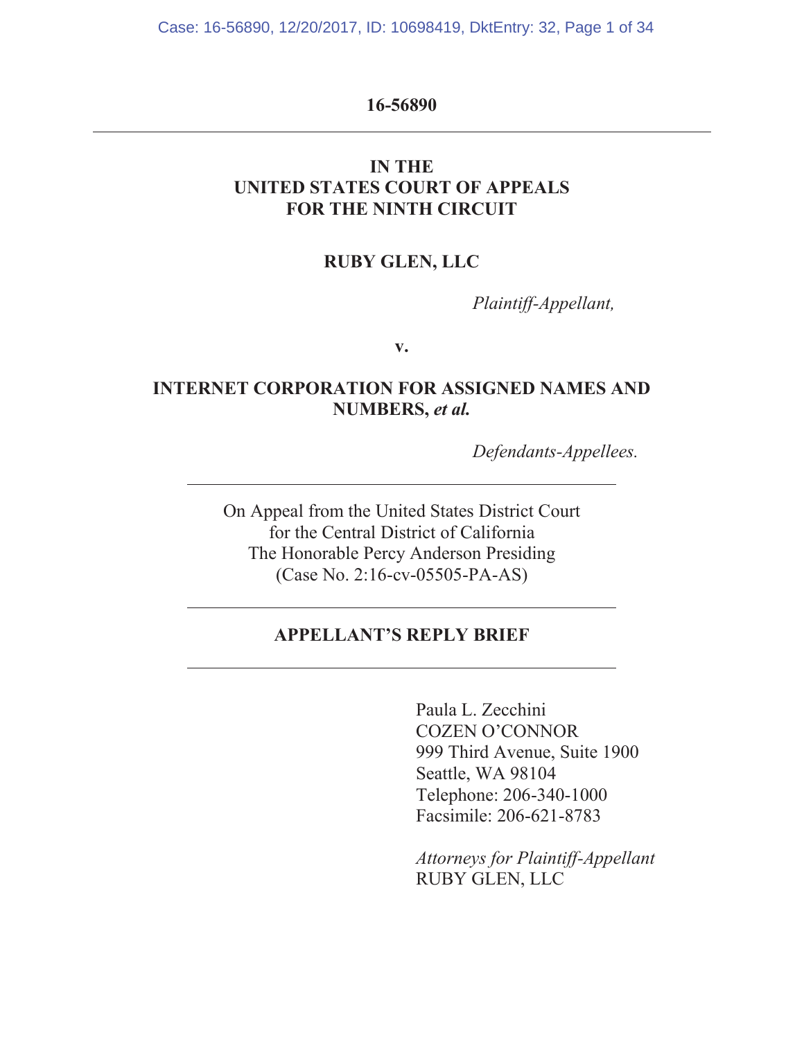**16-56890**

---

**IN THE**
**UNITED STATES COURT OF APPEALS**
**FOR THE NINTH CIRCUIT**

**RUBY GLEN, LLC**

*Plaintiff-Appellant,*

**v.**

**INTERNET CORPORATION FOR ASSIGNED NAMES AND NUMBERS, *et al.***

*Defendants-Appellees.*

---

On Appeal from the United States District Court
for the Central District of California
The Honorable Percy Anderson Presiding
(Case No. 2:16-cv-05505-PA-AS)

---

**APPELLANT'S REPLY BRIEF**

---

Paula L. Zecchini
COZEN O'CONNOR
999 Third Avenue, Suite 1900
Seattle, WA 98104
Telephone: 206-340-1000
Facsimile: 206-621-8783

*Attorneys for Plaintiff-Appellant*
RUBY GLEN, LLC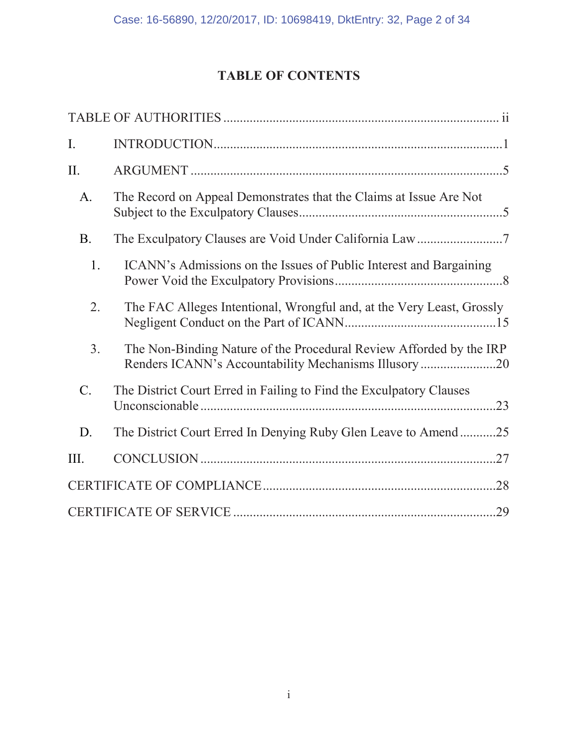# TABLE OF CONTENTS

TABLE OF AUTHORITIES .................................................................................... ii

I. INTRODUCTION........................................................................................1

II. ARGUMENT ..............................................................................................5

A. The Record on Appeal Demonstrates that the Claims at Issue Are Not Subject to the Exculpatory Clauses.............................................................5

B. The Exculpatory Clauses are Void Under California Law ..........................7

1. ICANN's Admissions on the Issues of Public Interest and Bargaining Power Void the Exculpatory Provisions...................................................8

2. The FAC Alleges Intentional, Wrongful and, at the Very Least, Grossly Negligent Conduct on the Part of ICANN..............................................15

3. The Non-Binding Nature of the Procedural Review Afforded by the IRP Renders ICANN's Accountability Mechanisms Illusory .......................20

C. The District Court Erred in Failing to Find the Exculpatory Clauses Unconscionable .........................................................................................23

D. The District Court Erred In Denying Ruby Glen Leave to Amend ...........25

III. CONCLUSION ..........................................................................................27

CERTIFICATE OF COMPLIANCE.......................................................................28

CERTIFICATE OF SERVICE ................................................................................29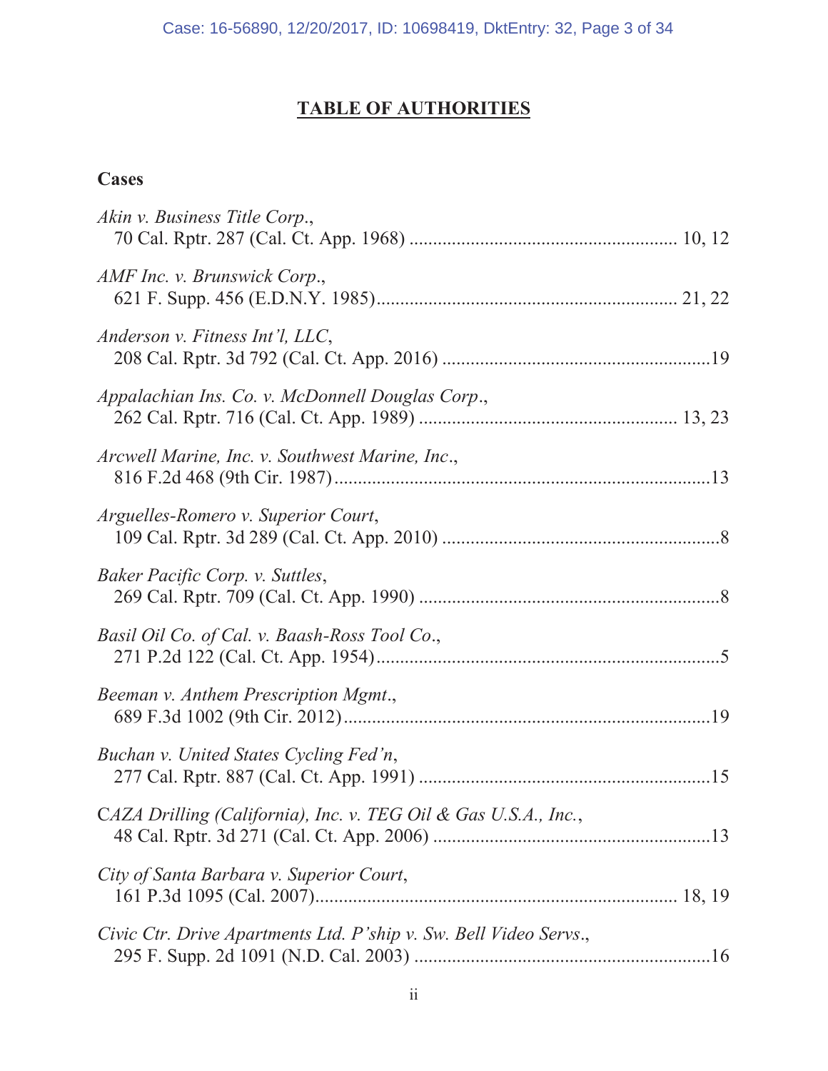## TABLE OF AUTHORITIES

### Cases

*Akin v. Business Title Corp.*,
70 Cal. Rptr. 287 (Cal. Ct. App. 1968) ........................................................ 10, 12

*AMF Inc. v. Brunswick Corp.*,
621 F. Supp. 456 (E.D.N.Y. 1985)............................................................... 21, 22

*Anderson v. Fitness Int'l, LLC*,
208 Cal. Rptr. 3d 792 (Cal. Ct. App. 2016) ..........................................................19

*Appalachian Ins. Co. v. McDonnell Douglas Corp.*,
262 Cal. Rptr. 716 (Cal. Ct. App. 1989) ....................................................... 13, 23

*Arcwell Marine, Inc. v. Southwest Marine, Inc.*,
816 F.2d 468 (9th Cir. 1987) ..................................................................................13

*Arguelles-Romero v. Superior Court*,
109 Cal. Rptr. 3d 289 (Cal. Ct. App. 2010) ............................................................8

*Baker Pacific Corp. v. Suttles*,
269 Cal. Rptr. 709 (Cal. Ct. App. 1990) .................................................................8

*Basil Oil Co. of Cal. v. Baash-Ross Tool Co.*,
271 P.2d 122 (Cal. Ct. App. 1954)..........................................................................5

*Beeman v. Anthem Prescription Mgmt.*,
689 F.3d 1002 (9th Cir. 2012)................................................................................19

*Buchan v. United States Cycling Fed'n*,
277 Cal. Rptr. 887 (Cal. Ct. App. 1991) ...............................................................15

*CAZA Drilling (California), Inc. v. TEG Oil & Gas U.S.A., Inc.*,
48 Cal. Rptr. 3d 271 (Cal. Ct. App. 2006) ............................................................13

*City of Santa Barbara v. Superior Court*,
161 P.3d 1095 (Cal. 2007)............................................................................. 18, 19

*Civic Ctr. Drive Apartments Ltd. P'ship v. Sw. Bell Video Servs.*,
295 F. Supp. 2d 1091 (N.D. Cal. 2003) ................................................................16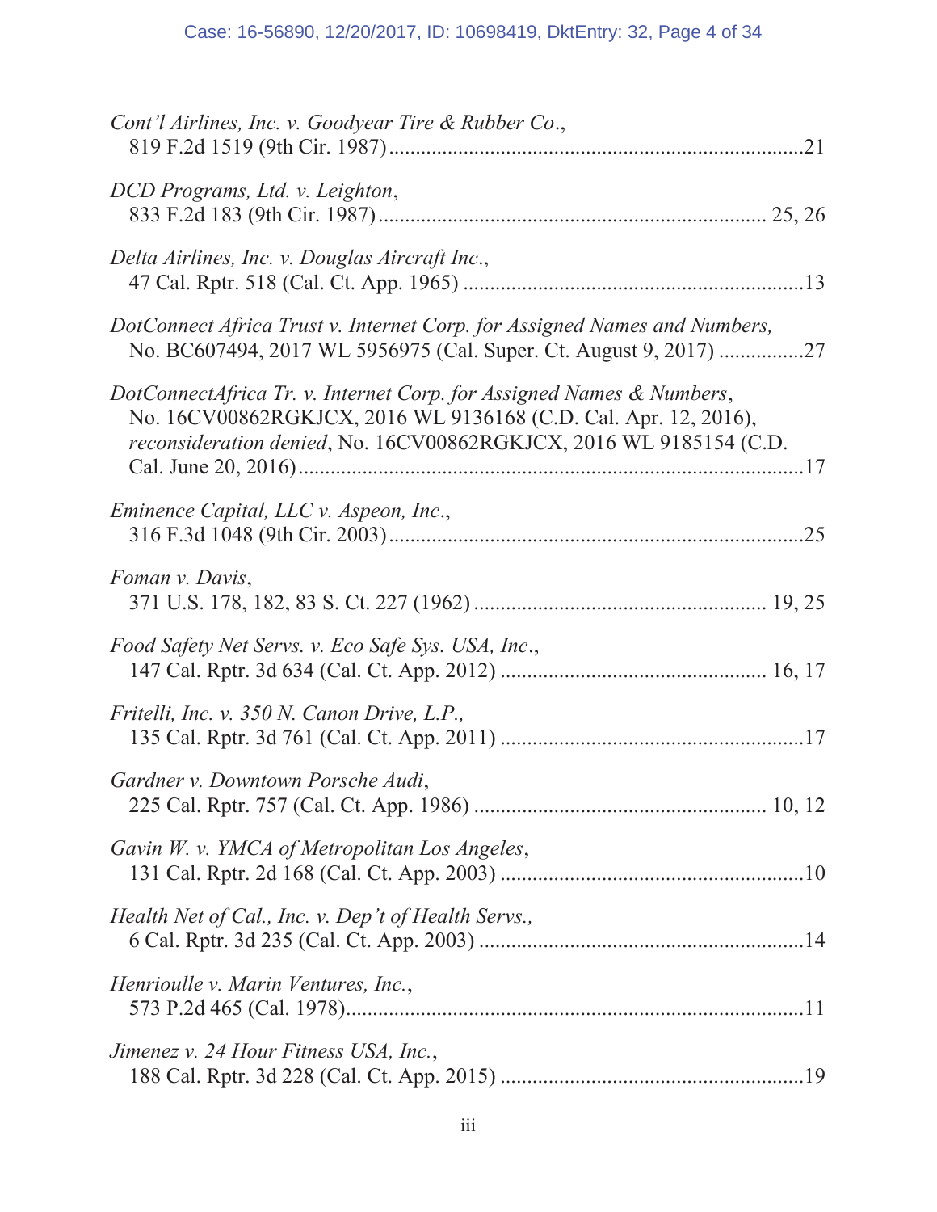*Cont'l Airlines, Inc. v. Goodyear Tire & Rubber Co.*,
819 F.2d 1519 (9th Cir. 1987) ............................................................................ 21

*DCD Programs, Ltd. v. Leighton*,
833 F.2d 183 (9th Cir. 1987) ...................................................................... 25, 26

*Delta Airlines, Inc. v. Douglas Aircraft Inc.*,
47 Cal. Rptr. 518 (Cal. Ct. App. 1965) .............................................................. 13

*DotConnect Africa Trust v. Internet Corp. for Assigned Names and Numbers,*
No. BC607494, 2017 WL 5956975 (Cal. Super. Ct. August 9, 2017) ................ 27

*DotConnectAfrica Tr. v. Internet Corp. for Assigned Names & Numbers*,
No. 16CV00862RGKJCX, 2016 WL 9136168 (C.D. Cal. Apr. 12, 2016),
*reconsideration denied*, No. 16CV00862RGKJCX, 2016 WL 9185154 (C.D. Cal. June 20, 2016) ............................................................................................. 17

*Eminence Capital, LLC v. Aspeon, Inc*.,
316 F.3d 1048 (9th Cir. 2003) ............................................................................ 25

*Foman v. Davis*,
371 U.S. 178, 182, 83 S. Ct. 227 (1962) ..................................................... 19, 25

*Food Safety Net Servs. v. Eco Safe Sys. USA, Inc*.,
147 Cal. Rptr. 3d 634 (Cal. Ct. App. 2012) ................................................ 16, 17

*Fritelli, Inc. v. 350 N. Canon Drive, L.P.,*
135 Cal. Rptr. 3d 761 (Cal. Ct. App. 2011) ........................................................ 17

*Gardner v. Downtown Porsche Audi*,
225 Cal. Rptr. 757 (Cal. Ct. App. 1986) ..................................................... 10, 12

*Gavin W. v. YMCA of Metropolitan Los Angeles*,
131 Cal. Rptr. 2d 168 (Cal. Ct. App. 2003) ........................................................ 10

*Health Net of Cal., Inc. v. Dep't of Health Servs.,*
6 Cal. Rptr. 3d 235 (Cal. Ct. App. 2003) ............................................................ 14

*Henrioulle v. Marin Ventures, Inc.*,
573 P.2d 465 (Cal. 1978) ..................................................................................... 11

*Jimenez v. 24 Hour Fitness USA, Inc.*,
188 Cal. Rptr. 3d 228 (Cal. Ct. App. 2015) ........................................................ 19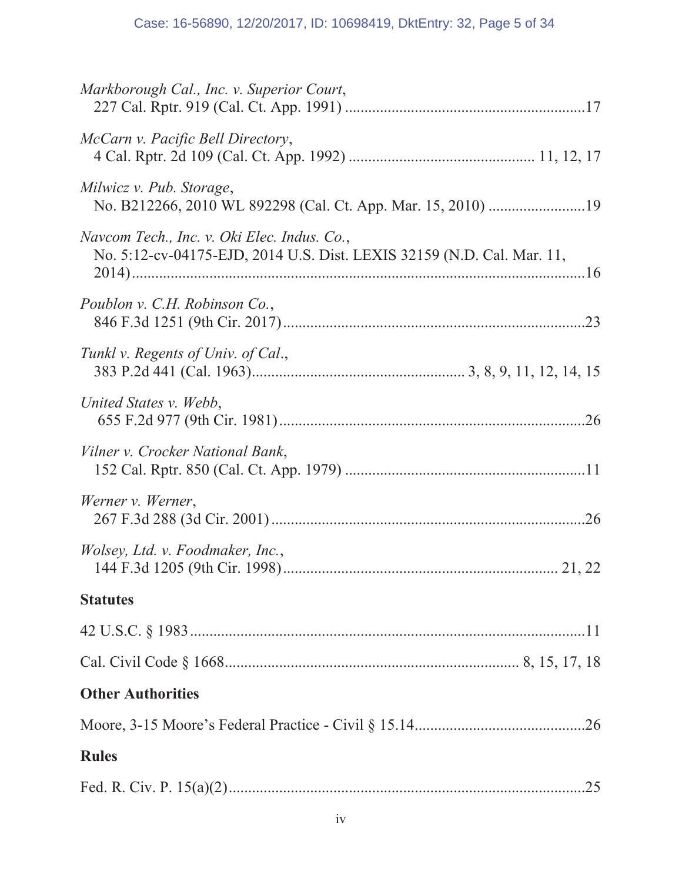*Markborough Cal., Inc. v. Superior Court*,
227 Cal. Rptr. 919 (Cal. Ct. App. 1991) ............................................................17

*McCarn v. Pacific Bell Directory*,
4 Cal. Rptr. 2d 109 (Cal. Ct. App. 1992) ............................................ 11, 12, 17

*Milwicz v. Pub. Storage*,
No. B212266, 2010 WL 892298 (Cal. Ct. App. Mar. 15, 2010) ........................19

*Navcom Tech., Inc. v. Oki Elec. Indus. Co.*,
No. 5:12-cv-04175-EJD, 2014 U.S. Dist. LEXIS 32159 (N.D. Cal. Mar. 11, 2014)...........................................................................................................16

*Poublon v. C.H. Robinson Co.*,
846 F.3d 1251 (9th Cir. 2017)...........................................................................23

*Tunkl v. Regents of Univ. of Cal.*,
383 P.2d 441 (Cal. 1963)...................................................... 3, 8, 9, 11, 12, 14, 15

*United States v. Webb*,
655 F.2d 977 (9th Cir. 1981)............................................................................26

*Vilner v. Crocker National Bank*,
152 Cal. Rptr. 850 (Cal. Ct. App. 1979) ............................................................11

*Werner v. Werner*,
267 F.3d 288 (3d Cir. 2001) ..............................................................................26

*Wolsey, Ltd. v. Foodmaker, Inc.*,
144 F.3d 1205 (9th Cir. 1998)................................................................... 21, 22

**Statutes**

42 U.S.C. § 1983 ....................................................................................................11

Cal. Civil Code § 1668........................................................................ 8, 15, 17, 18

**Other Authorities**

Moore, 3-15 Moore's Federal Practice - Civil § 15.14..........................................26

**Rules**

Fed. R. Civ. P. 15(a)(2).........................................................................................25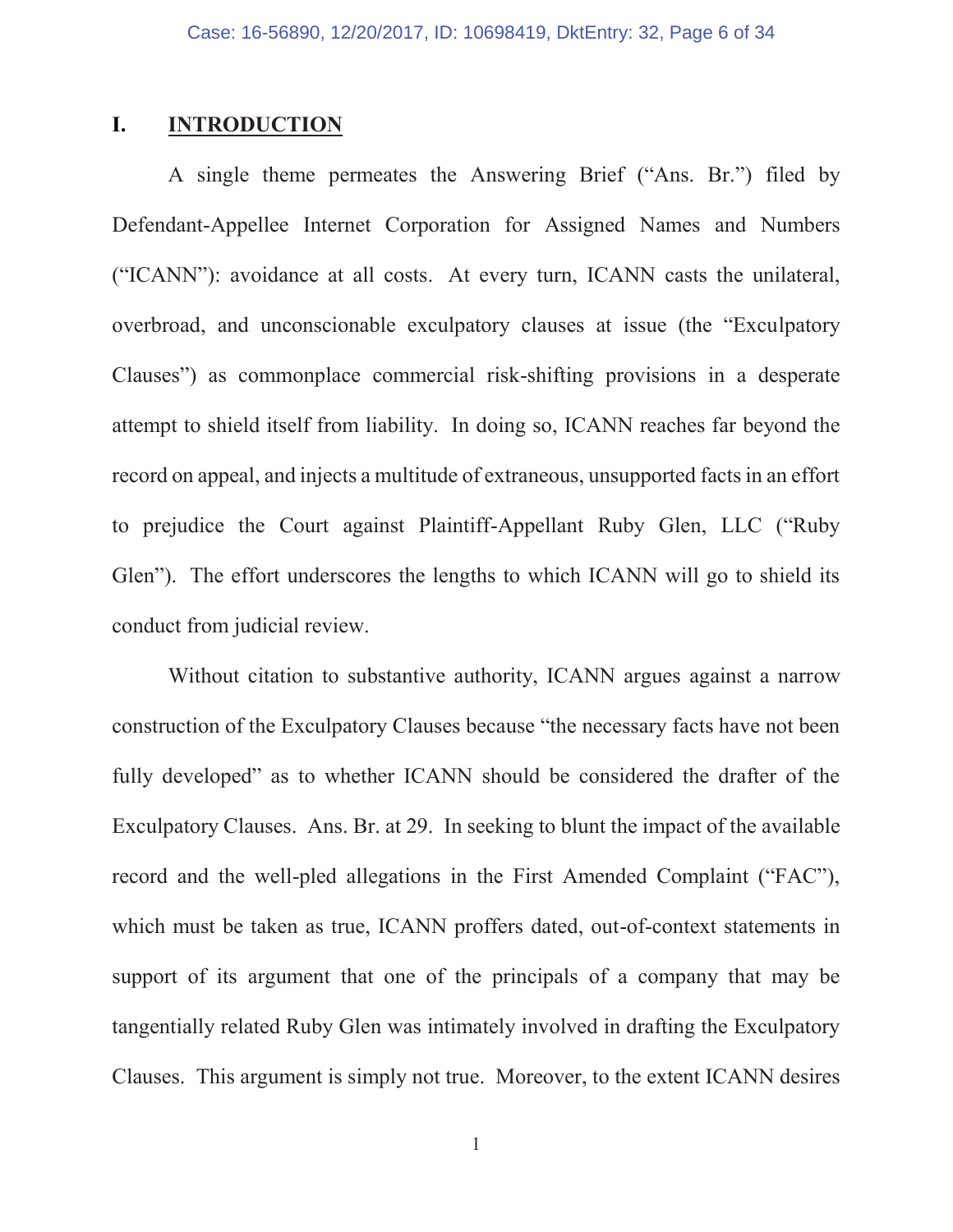## I. INTRODUCTION

A single theme permeates the Answering Brief ("Ans. Br.") filed by Defendant-Appellee Internet Corporation for Assigned Names and Numbers ("ICANN"): avoidance at all costs. At every turn, ICANN casts the unilateral, overbroad, and unconscionable exculpatory clauses at issue (the "Exculpatory Clauses") as commonplace commercial risk-shifting provisions in a desperate attempt to shield itself from liability. In doing so, ICANN reaches far beyond the record on appeal, and injects a multitude of extraneous, unsupported facts in an effort to prejudice the Court against Plaintiff-Appellant Ruby Glen, LLC ("Ruby Glen"). The effort underscores the lengths to which ICANN will go to shield its conduct from judicial review.

Without citation to substantive authority, ICANN argues against a narrow construction of the Exculpatory Clauses because "the necessary facts have not been fully developed" as to whether ICANN should be considered the drafter of the Exculpatory Clauses. Ans. Br. at 29. In seeking to blunt the impact of the available record and the well-pled allegations in the First Amended Complaint ("FAC"), which must be taken as true, ICANN proffers dated, out-of-context statements in support of its argument that one of the principals of a company that may be tangentially related Ruby Glen was intimately involved in drafting the Exculpatory Clauses. This argument is simply not true. Moreover, to the extent ICANN desires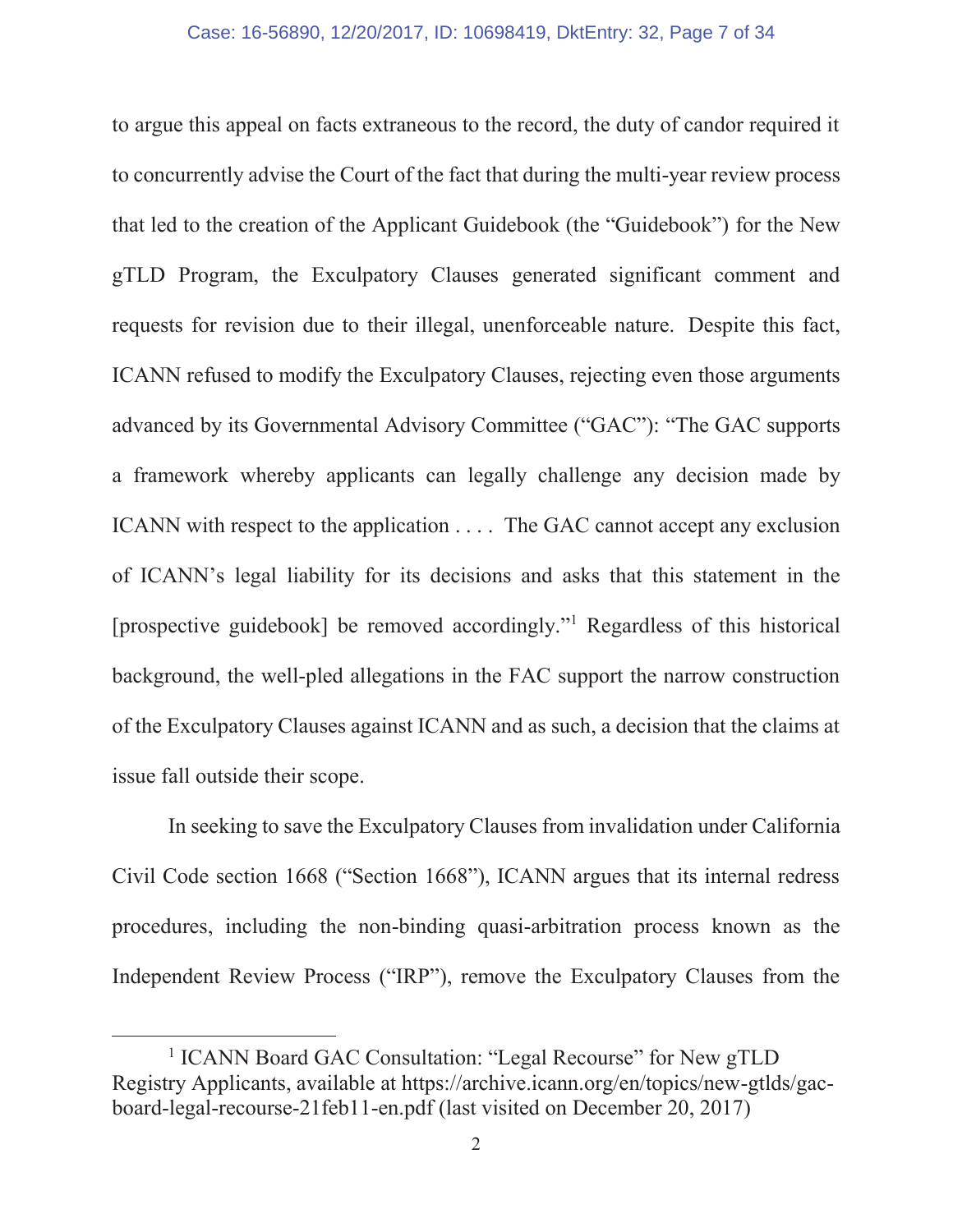to argue this appeal on facts extraneous to the record, the duty of candor required it to concurrently advise the Court of the fact that during the multi-year review process that led to the creation of the Applicant Guidebook (the "Guidebook") for the New gTLD Program, the Exculpatory Clauses generated significant comment and requests for revision due to their illegal, unenforceable nature. Despite this fact, ICANN refused to modify the Exculpatory Clauses, rejecting even those arguments advanced by its Governmental Advisory Committee ("GAC"): "The GAC supports a framework whereby applicants can legally challenge any decision made by ICANN with respect to the application . . . . The GAC cannot accept any exclusion of ICANN's legal liability for its decisions and asks that this statement in the [prospective guidebook] be removed accordingly."[1] Regardless of this historical background, the well-pled allegations in the FAC support the narrow construction of the Exculpatory Clauses against ICANN and as such, a decision that the claims at issue fall outside their scope.

In seeking to save the Exculpatory Clauses from invalidation under California Civil Code section 1668 ("Section 1668"), ICANN argues that its internal redress procedures, including the non-binding quasi-arbitration process known as the Independent Review Process ("IRP"), remove the Exculpatory Clauses from the

[1] ICANN Board GAC Consultation: "Legal Recourse" for New gTLD Registry Applicants, available at https://archive.icann.org/en/topics/new-gtlds/gac-board-legal-recourse-21feb11-en.pdf (last visited on December 20, 2017)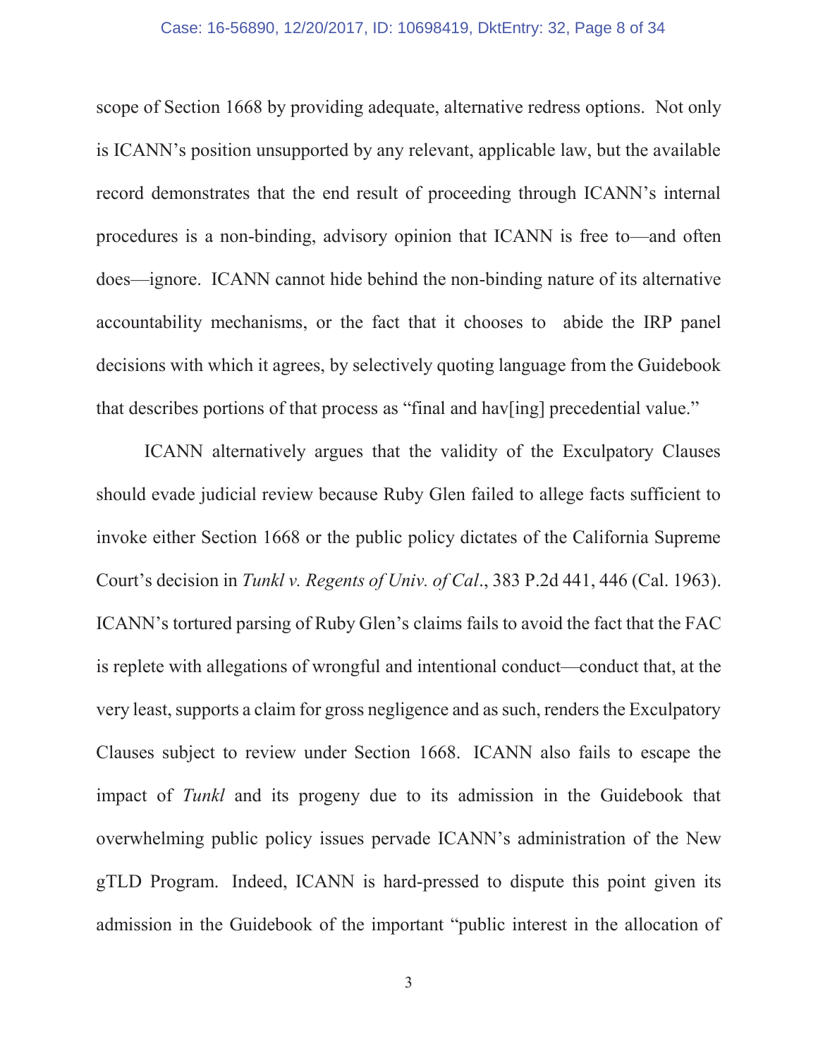scope of Section 1668 by providing adequate, alternative redress options. Not only is ICANN's position unsupported by any relevant, applicable law, but the available record demonstrates that the end result of proceeding through ICANN's internal procedures is a non-binding, advisory opinion that ICANN is free to—and often does—ignore. ICANN cannot hide behind the non-binding nature of its alternative accountability mechanisms, or the fact that it chooses to abide the IRP panel decisions with which it agrees, by selectively quoting language from the Guidebook that describes portions of that process as "final and hav[ing] precedential value."

ICANN alternatively argues that the validity of the Exculpatory Clauses should evade judicial review because Ruby Glen failed to allege facts sufficient to invoke either Section 1668 or the public policy dictates of the California Supreme Court's decision in *Tunkl v. Regents of Univ. of Cal*., 383 P.2d 441, 446 (Cal. 1963). ICANN's tortured parsing of Ruby Glen's claims fails to avoid the fact that the FAC is replete with allegations of wrongful and intentional conduct—conduct that, at the very least, supports a claim for gross negligence and as such, renders the Exculpatory Clauses subject to review under Section 1668. ICANN also fails to escape the impact of *Tunkl* and its progeny due to its admission in the Guidebook that overwhelming public policy issues pervade ICANN's administration of the New gTLD Program. Indeed, ICANN is hard-pressed to dispute this point given its admission in the Guidebook of the important "public interest in the allocation of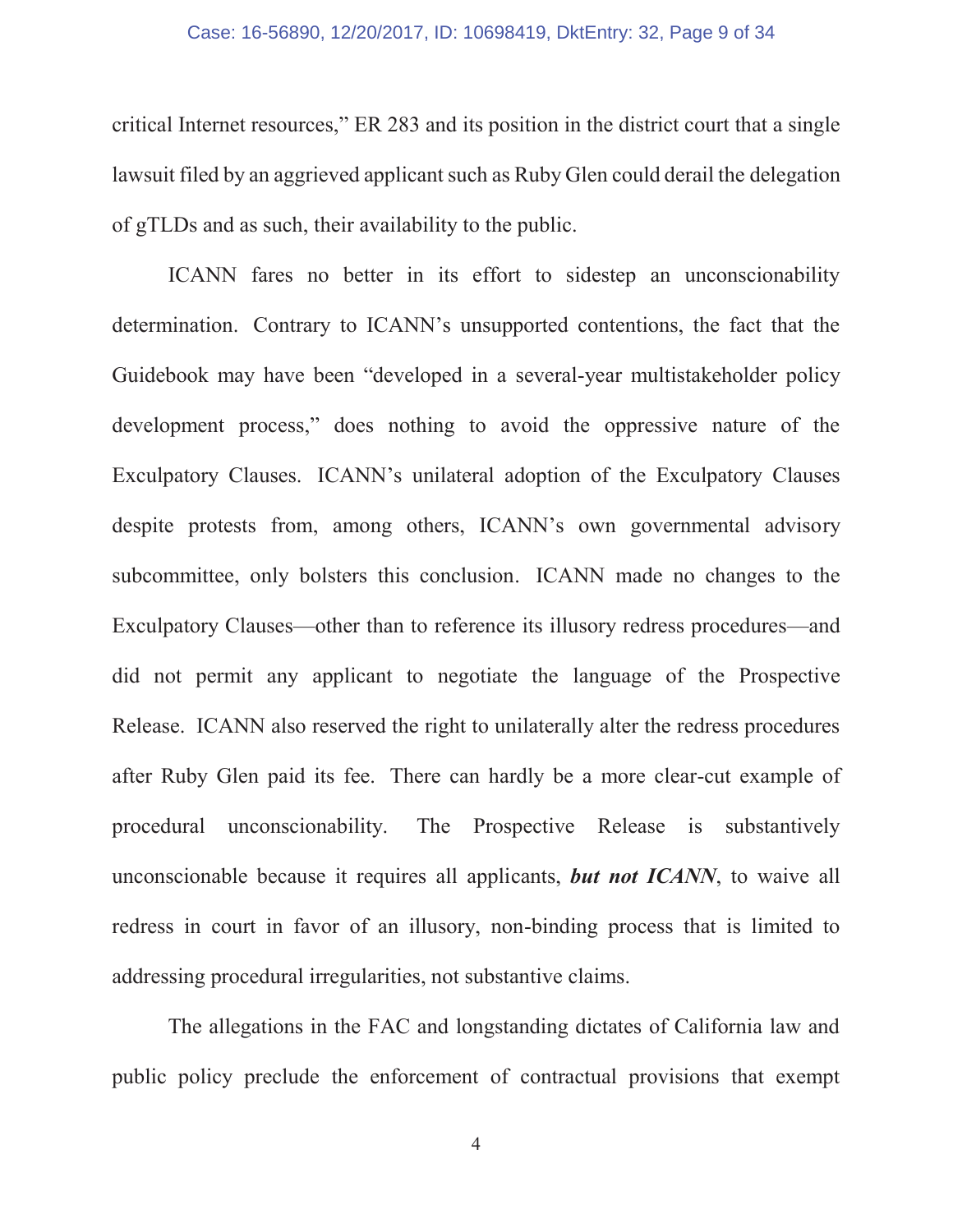critical Internet resources," ER 283 and its position in the district court that a single lawsuit filed by an aggrieved applicant such as Ruby Glen could derail the delegation of gTLDs and as such, their availability to the public.

ICANN fares no better in its effort to sidestep an unconscionability determination. Contrary to ICANN's unsupported contentions, the fact that the Guidebook may have been "developed in a several-year multistakeholder policy development process," does nothing to avoid the oppressive nature of the Exculpatory Clauses. ICANN's unilateral adoption of the Exculpatory Clauses despite protests from, among others, ICANN's own governmental advisory subcommittee, only bolsters this conclusion. ICANN made no changes to the Exculpatory Clauses—other than to reference its illusory redress procedures—and did not permit any applicant to negotiate the language of the Prospective Release. ICANN also reserved the right to unilaterally alter the redress procedures after Ruby Glen paid its fee. There can hardly be a more clear-cut example of procedural unconscionability. The Prospective Release is substantively unconscionable because it requires all applicants, ***but not ICANN***, to waive all redress in court in favor of an illusory, non-binding process that is limited to addressing procedural irregularities, not substantive claims.

The allegations in the FAC and longstanding dictates of California law and public policy preclude the enforcement of contractual provisions that exempt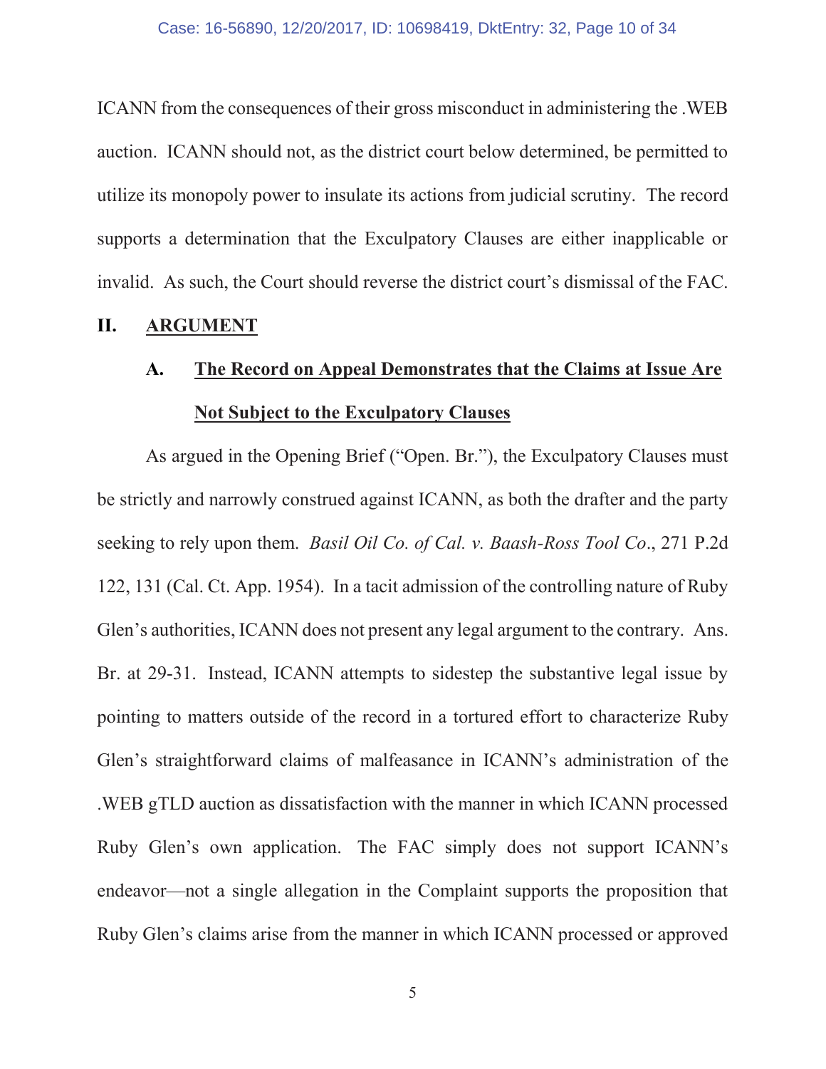ICANN from the consequences of their gross misconduct in administering the .WEB auction. ICANN should not, as the district court below determined, be permitted to utilize its monopoly power to insulate its actions from judicial scrutiny. The record supports a determination that the Exculpatory Clauses are either inapplicable or invalid. As such, the Court should reverse the district court's dismissal of the FAC.

## II. <u>ARGUMENT</u>

### A. <u>The Record on Appeal Demonstrates that the Claims at Issue Are Not Subject to the Exculpatory Clauses</u>

As argued in the Opening Brief ("Open. Br."), the Exculpatory Clauses must be strictly and narrowly construed against ICANN, as both the drafter and the party seeking to rely upon them. *Basil Oil Co. of Cal. v. Baash-Ross Tool Co*., 271 P.2d 122, 131 (Cal. Ct. App. 1954). In a tacit admission of the controlling nature of Ruby Glen's authorities, ICANN does not present any legal argument to the contrary. Ans. Br. at 29-31. Instead, ICANN attempts to sidestep the substantive legal issue by pointing to matters outside of the record in a tortured effort to characterize Ruby Glen's straightforward claims of malfeasance in ICANN's administration of the .WEB gTLD auction as dissatisfaction with the manner in which ICANN processed Ruby Glen's own application. The FAC simply does not support ICANN's endeavor—not a single allegation in the Complaint supports the proposition that Ruby Glen's claims arise from the manner in which ICANN processed or approved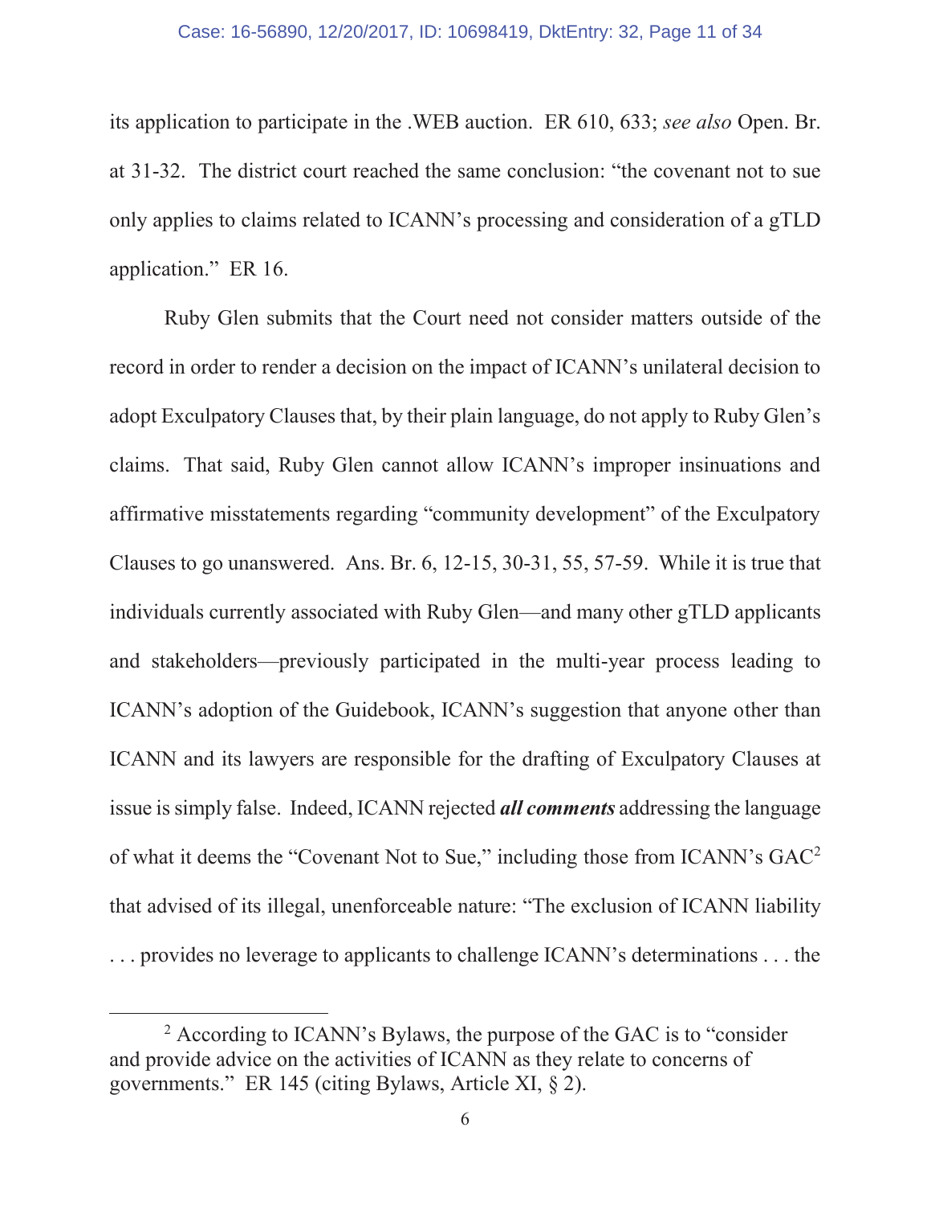its application to participate in the .WEB auction. ER 610, 633; *see also* Open. Br. at 31-32. The district court reached the same conclusion: "the covenant not to sue only applies to claims related to ICANN's processing and consideration of a gTLD application." ER 16.

Ruby Glen submits that the Court need not consider matters outside of the record in order to render a decision on the impact of ICANN's unilateral decision to adopt Exculpatory Clauses that, by their plain language, do not apply to Ruby Glen's claims. That said, Ruby Glen cannot allow ICANN's improper insinuations and affirmative misstatements regarding "community development" of the Exculpatory Clauses to go unanswered. Ans. Br. 6, 12-15, 30-31, 55, 57-59. While it is true that individuals currently associated with Ruby Glen—and many other gTLD applicants and stakeholders—previously participated in the multi-year process leading to ICANN's adoption of the Guidebook, ICANN's suggestion that anyone other than ICANN and its lawyers are responsible for the drafting of Exculpatory Clauses at issue is simply false. Indeed, ICANN rejected ***all comments*** addressing the language of what it deems the "Covenant Not to Sue," including those from ICANN's GAC[2] that advised of its illegal, unenforceable nature: "The exclusion of ICANN liability . . . provides no leverage to applicants to challenge ICANN's determinations . . . the

[2] According to ICANN's Bylaws, the purpose of the GAC is to "consider and provide advice on the activities of ICANN as they relate to concerns of governments." ER 145 (citing Bylaws, Article XI, § 2).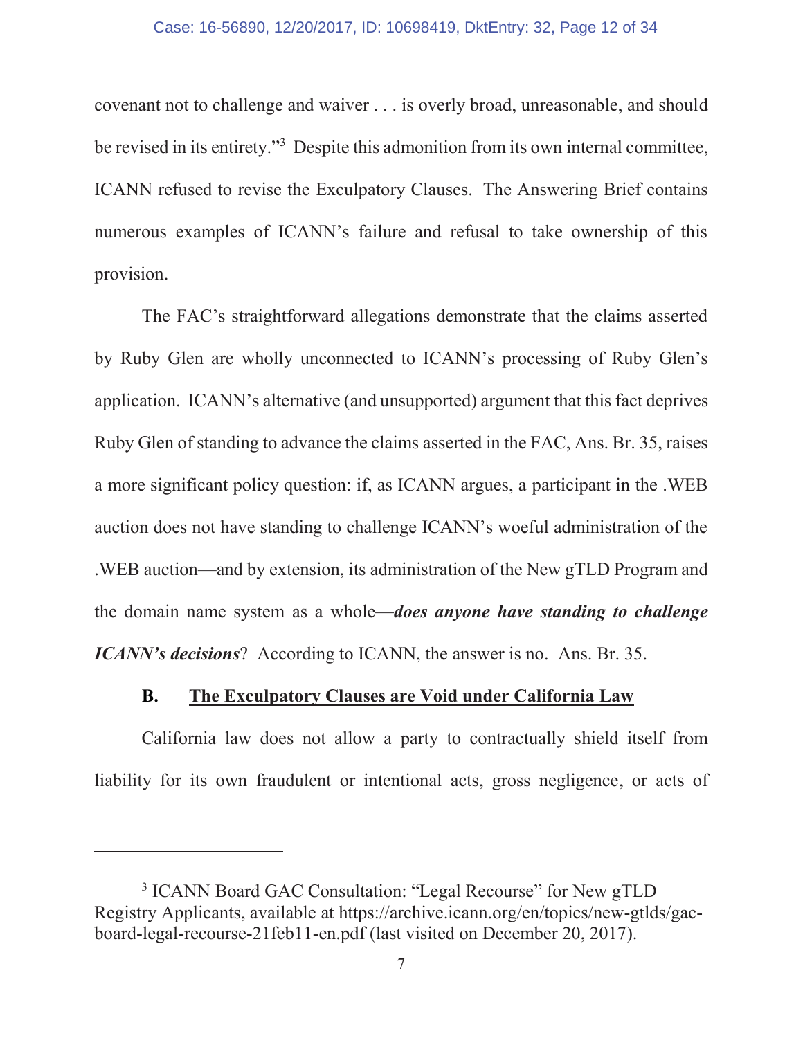covenant not to challenge and waiver . . . is overly broad, unreasonable, and should be revised in its entirety."[3] Despite this admonition from its own internal committee, ICANN refused to revise the Exculpatory Clauses. The Answering Brief contains numerous examples of ICANN's failure and refusal to take ownership of this provision.

The FAC's straightforward allegations demonstrate that the claims asserted by Ruby Glen are wholly unconnected to ICANN's processing of Ruby Glen's application. ICANN's alternative (and unsupported) argument that this fact deprives Ruby Glen of standing to advance the claims asserted in the FAC, Ans. Br. 35, raises a more significant policy question: if, as ICANN argues, a participant in the .WEB auction does not have standing to challenge ICANN's woeful administration of the .WEB auction—and by extension, its administration of the New gTLD Program and the domain name system as a whole—***does anyone have standing to challenge ICANN's decisions***? According to ICANN, the answer is no. Ans. Br. 35.

### B. <u>The Exculpatory Clauses are Void under California Law</u>

California law does not allow a party to contractually shield itself from liability for its own fraudulent or intentional acts, gross negligence, or acts of

---

[3] ICANN Board GAC Consultation: "Legal Recourse" for New gTLD Registry Applicants, available at https://archive.icann.org/en/topics/new-gtlds/gac-board-legal-recourse-21feb11-en.pdf (last visited on December 20, 2017).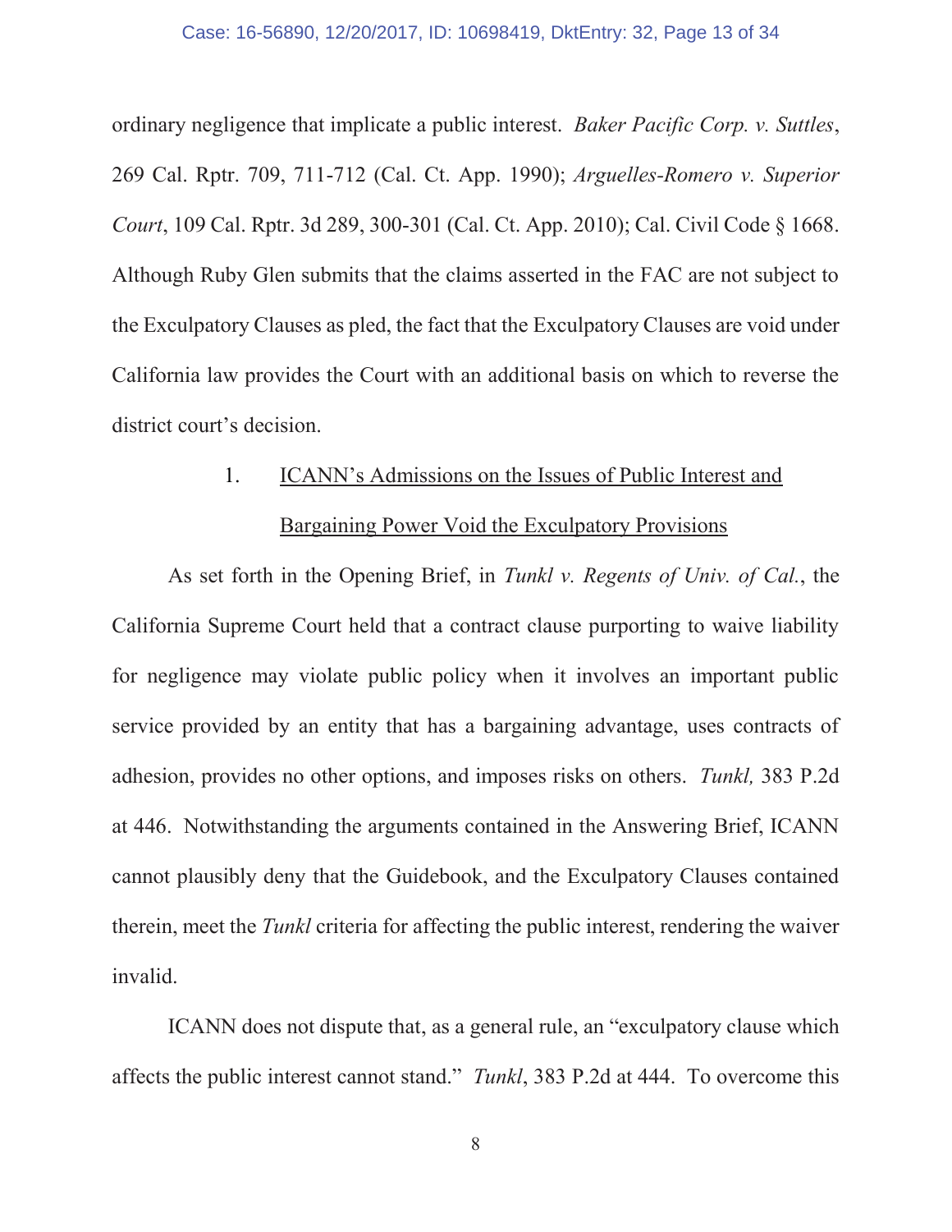ordinary negligence that implicate a public interest. *Baker Pacific Corp. v. Suttles*, 269 Cal. Rptr. 709, 711-712 (Cal. Ct. App. 1990); *Arguelles-Romero v. Superior Court*, 109 Cal. Rptr. 3d 289, 300-301 (Cal. Ct. App. 2010); Cal. Civil Code § 1668. Although Ruby Glen submits that the claims asserted in the FAC are not subject to the Exculpatory Clauses as pled, the fact that the Exculpatory Clauses are void under California law provides the Court with an additional basis on which to reverse the district court's decision.

1. <u>ICANN's Admissions on the Issues of Public Interest and Bargaining Power Void the Exculpatory Provisions</u>

As set forth in the Opening Brief, in *Tunkl v. Regents of Univ. of Cal.*, the California Supreme Court held that a contract clause purporting to waive liability for negligence may violate public policy when it involves an important public service provided by an entity that has a bargaining advantage, uses contracts of adhesion, provides no other options, and imposes risks on others. *Tunkl,* 383 P.2d at 446. Notwithstanding the arguments contained in the Answering Brief, ICANN cannot plausibly deny that the Guidebook, and the Exculpatory Clauses contained therein, meet the *Tunkl* criteria for affecting the public interest, rendering the waiver invalid.

ICANN does not dispute that, as a general rule, an "exculpatory clause which affects the public interest cannot stand." *Tunkl*, 383 P.2d at 444. To overcome this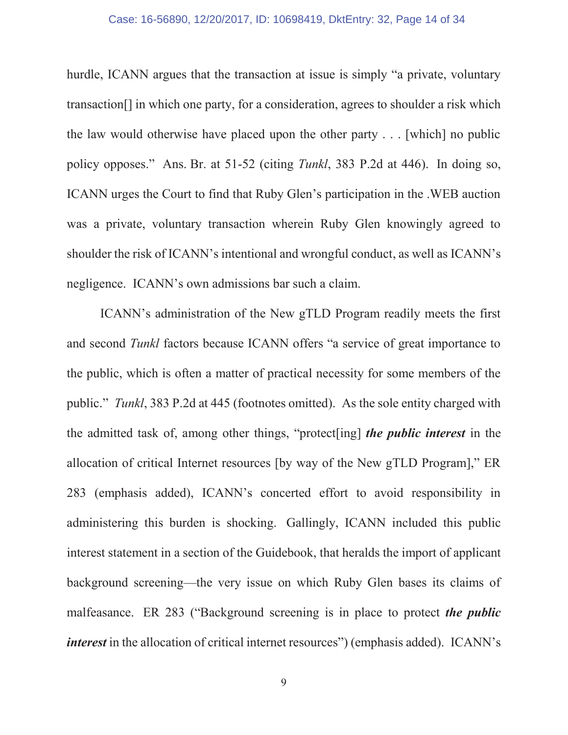hurdle, ICANN argues that the transaction at issue is simply "a private, voluntary transaction[] in which one party, for a consideration, agrees to shoulder a risk which the law would otherwise have placed upon the other party . . . [which] no public policy opposes." Ans. Br. at 51-52 (citing *Tunkl*, 383 P.2d at 446). In doing so, ICANN urges the Court to find that Ruby Glen's participation in the .WEB auction was a private, voluntary transaction wherein Ruby Glen knowingly agreed to shoulder the risk of ICANN's intentional and wrongful conduct, as well as ICANN's negligence. ICANN's own admissions bar such a claim.

ICANN's administration of the New gTLD Program readily meets the first and second *Tunkl* factors because ICANN offers "a service of great importance to the public, which is often a matter of practical necessity for some members of the public." *Tunkl*, 383 P.2d at 445 (footnotes omitted). As the sole entity charged with the admitted task of, among other things, "protect[ing] ***the public interest*** in the allocation of critical Internet resources [by way of the New gTLD Program]," ER 283 (emphasis added), ICANN's concerted effort to avoid responsibility in administering this burden is shocking. Gallingly, ICANN included this public interest statement in a section of the Guidebook, that heralds the import of applicant background screening—the very issue on which Ruby Glen bases its claims of malfeasance. ER 283 ("Background screening is in place to protect ***the public interest*** in the allocation of critical internet resources") (emphasis added). ICANN's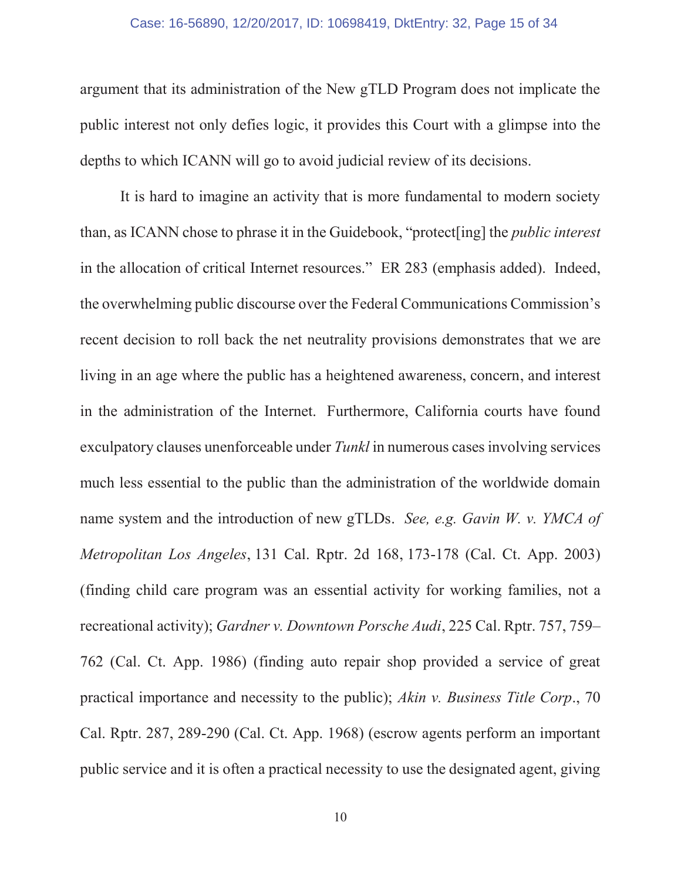argument that its administration of the New gTLD Program does not implicate the public interest not only defies logic, it provides this Court with a glimpse into the depths to which ICANN will go to avoid judicial review of its decisions.

It is hard to imagine an activity that is more fundamental to modern society than, as ICANN chose to phrase it in the Guidebook, "protect[ing] the *public interest* in the allocation of critical Internet resources." ER 283 (emphasis added). Indeed, the overwhelming public discourse over the Federal Communications Commission's recent decision to roll back the net neutrality provisions demonstrates that we are living in an age where the public has a heightened awareness, concern, and interest in the administration of the Internet. Furthermore, California courts have found exculpatory clauses unenforceable under *Tunkl* in numerous cases involving services much less essential to the public than the administration of the worldwide domain name system and the introduction of new gTLDs. *See, e.g. Gavin W. v. YMCA of Metropolitan Los Angeles*, 131 Cal. Rptr. 2d 168, 173-178 (Cal. Ct. App. 2003) (finding child care program was an essential activity for working families, not a recreational activity); *Gardner v. Downtown Porsche Audi*, 225 Cal. Rptr. 757, 759–762 (Cal. Ct. App. 1986) (finding auto repair shop provided a service of great practical importance and necessity to the public); *Akin v. Business Title Corp*., 70 Cal. Rptr. 287, 289-290 (Cal. Ct. App. 1968) (escrow agents perform an important public service and it is often a practical necessity to use the designated agent, giving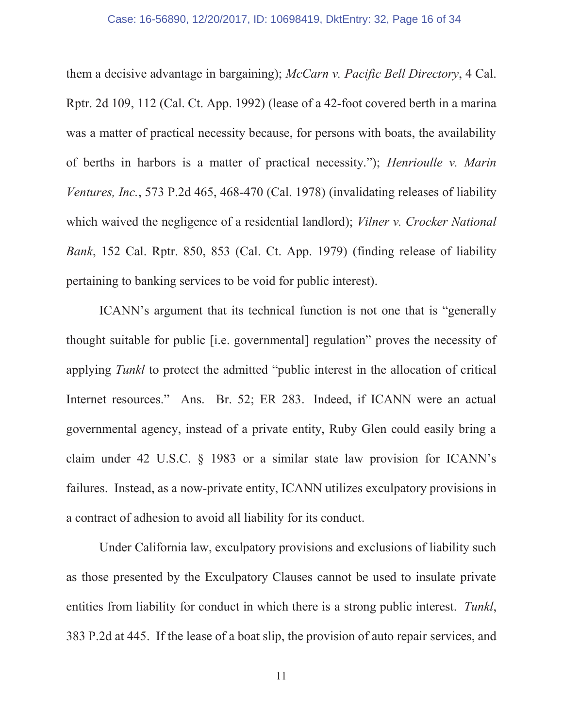them a decisive advantage in bargaining); *McCarn v. Pacific Bell Directory*, 4 Cal. Rptr. 2d 109, 112 (Cal. Ct. App. 1992) (lease of a 42-foot covered berth in a marina was a matter of practical necessity because, for persons with boats, the availability of berths in harbors is a matter of practical necessity."); *Henrioulle v. Marin Ventures, Inc.*, 573 P.2d 465, 468-470 (Cal. 1978) (invalidating releases of liability which waived the negligence of a residential landlord); *Vilner v. Crocker National Bank*, 152 Cal. Rptr. 850, 853 (Cal. Ct. App. 1979) (finding release of liability pertaining to banking services to be void for public interest).

ICANN's argument that its technical function is not one that is "generally thought suitable for public [i.e. governmental] regulation" proves the necessity of applying *Tunkl* to protect the admitted "public interest in the allocation of critical Internet resources." Ans. Br. 52; ER 283. Indeed, if ICANN were an actual governmental agency, instead of a private entity, Ruby Glen could easily bring a claim under 42 U.S.C. § 1983 or a similar state law provision for ICANN's failures. Instead, as a now-private entity, ICANN utilizes exculpatory provisions in a contract of adhesion to avoid all liability for its conduct.

Under California law, exculpatory provisions and exclusions of liability such as those presented by the Exculpatory Clauses cannot be used to insulate private entities from liability for conduct in which there is a strong public interest. *Tunkl*, 383 P.2d at 445. If the lease of a boat slip, the provision of auto repair services, and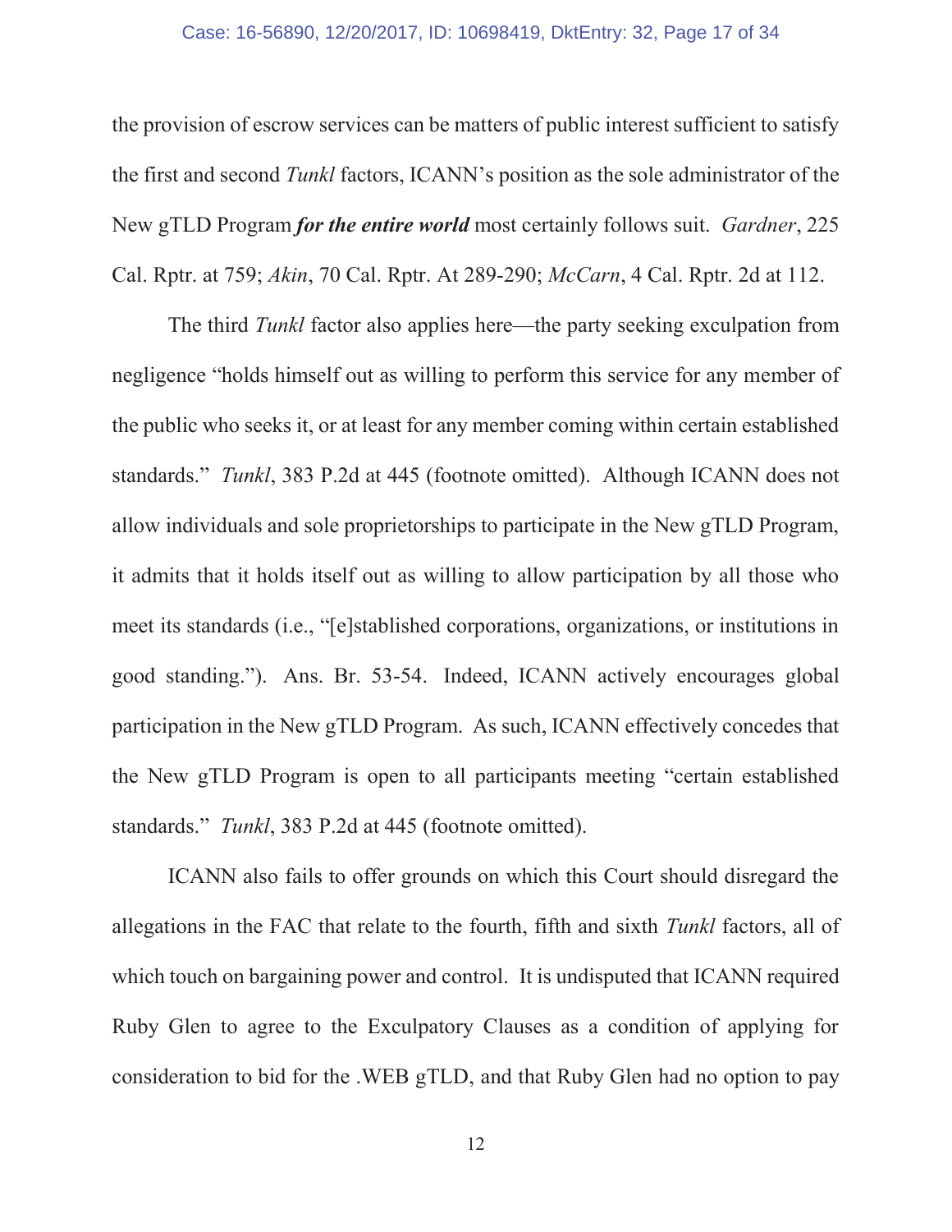the provision of escrow services can be matters of public interest sufficient to satisfy the first and second *Tunkl* factors, ICANN's position as the sole administrator of the New gTLD Program ***for the entire world*** most certainly follows suit. *Gardner*, 225 Cal. Rptr. at 759; *Akin*, 70 Cal. Rptr. At 289-290; *McCarn*, 4 Cal. Rptr. 2d at 112.

The third *Tunkl* factor also applies here—the party seeking exculpation from negligence "holds himself out as willing to perform this service for any member of the public who seeks it, or at least for any member coming within certain established standards." *Tunkl*, 383 P.2d at 445 (footnote omitted). Although ICANN does not allow individuals and sole proprietorships to participate in the New gTLD Program, it admits that it holds itself out as willing to allow participation by all those who meet its standards (i.e., "[e]stablished corporations, organizations, or institutions in good standing."). Ans. Br. 53-54. Indeed, ICANN actively encourages global participation in the New gTLD Program. As such, ICANN effectively concedes that the New gTLD Program is open to all participants meeting "certain established standards." *Tunkl*, 383 P.2d at 445 (footnote omitted).

ICANN also fails to offer grounds on which this Court should disregard the allegations in the FAC that relate to the fourth, fifth and sixth *Tunkl* factors, all of which touch on bargaining power and control. It is undisputed that ICANN required Ruby Glen to agree to the Exculpatory Clauses as a condition of applying for consideration to bid for the .WEB gTLD, and that Ruby Glen had no option to pay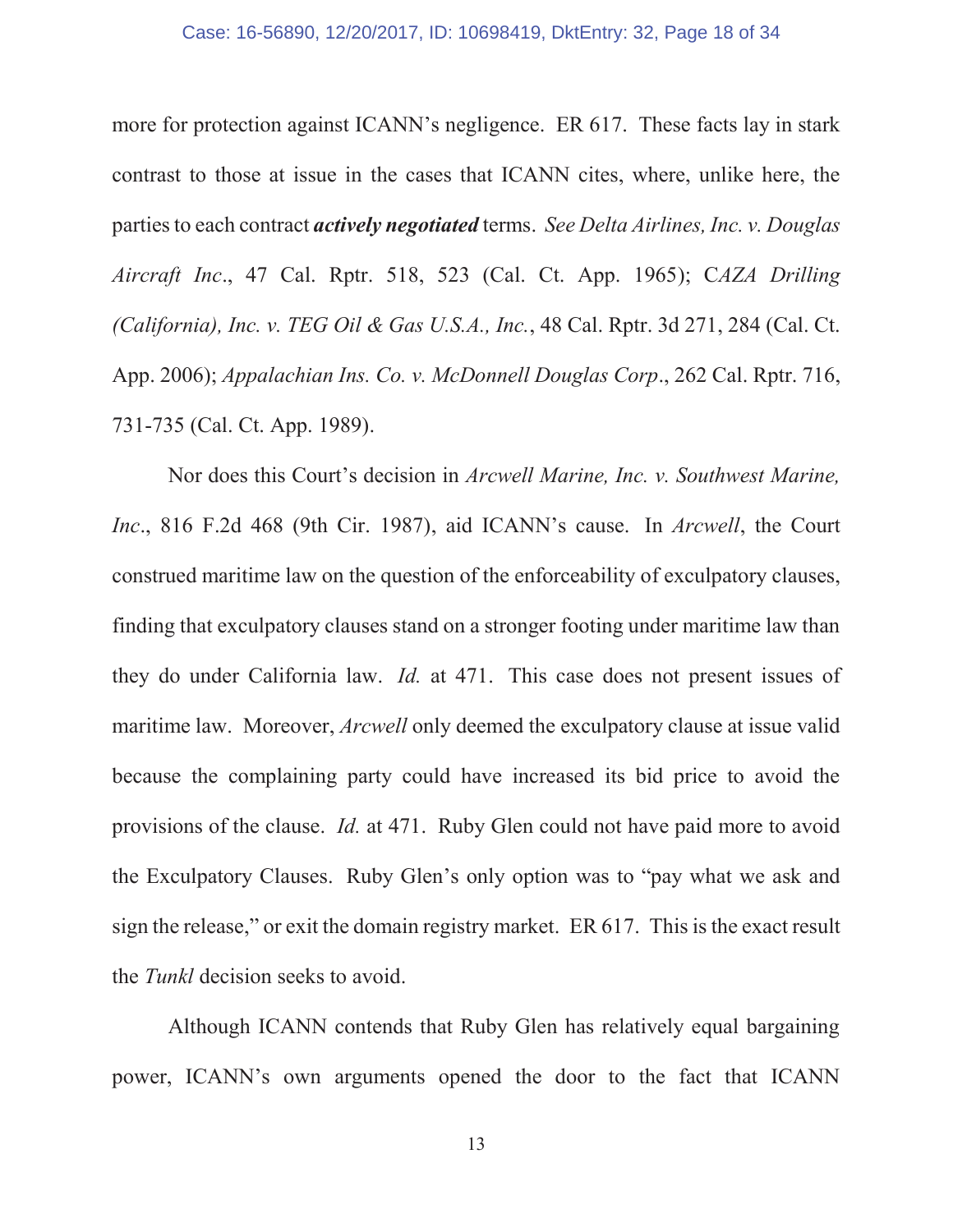more for protection against ICANN's negligence. ER 617. These facts lay in stark contrast to those at issue in the cases that ICANN cites, where, unlike here, the parties to each contract ***actively negotiated*** terms. *See Delta Airlines, Inc. v. Douglas Aircraft Inc*., 47 Cal. Rptr. 518, 523 (Cal. Ct. App. 1965); C*AZA Drilling (California), Inc. v. TEG Oil & Gas U.S.A., Inc.*, 48 Cal. Rptr. 3d 271, 284 (Cal. Ct. App. 2006); *Appalachian Ins. Co. v. McDonnell Douglas Corp*., 262 Cal. Rptr. 716, 731-735 (Cal. Ct. App. 1989).

Nor does this Court's decision in *Arcwell Marine, Inc. v. Southwest Marine, Inc*., 816 F.2d 468 (9th Cir. 1987), aid ICANN's cause. In *Arcwell*, the Court construed maritime law on the question of the enforceability of exculpatory clauses, finding that exculpatory clauses stand on a stronger footing under maritime law than they do under California law. *Id.* at 471. This case does not present issues of maritime law. Moreover, *Arcwell* only deemed the exculpatory clause at issue valid because the complaining party could have increased its bid price to avoid the provisions of the clause. *Id.* at 471. Ruby Glen could not have paid more to avoid the Exculpatory Clauses. Ruby Glen's only option was to "pay what we ask and sign the release," or exit the domain registry market. ER 617. This is the exact result the *Tunkl* decision seeks to avoid.

Although ICANN contends that Ruby Glen has relatively equal bargaining power, ICANN's own arguments opened the door to the fact that ICANN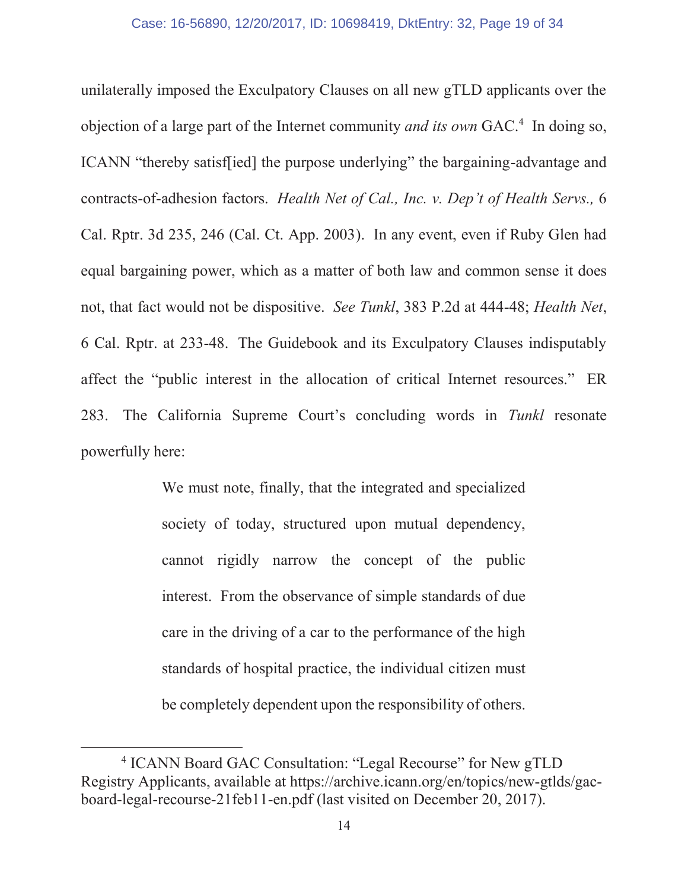unilaterally imposed the Exculpatory Clauses on all new gTLD applicants over the objection of a large part of the Internet community *and its own* GAC.[4] In doing so, ICANN "thereby satisf[ied] the purpose underlying" the bargaining-advantage and contracts-of-adhesion factors. *Health Net of Cal., Inc. v. Dep't of Health Servs.,* 6 Cal. Rptr. 3d 235, 246 (Cal. Ct. App. 2003). In any event, even if Ruby Glen had equal bargaining power, which as a matter of both law and common sense it does not, that fact would not be dispositive. *See Tunkl*, 383 P.2d at 444-48; *Health Net*, 6 Cal. Rptr. at 233-48. The Guidebook and its Exculpatory Clauses indisputably affect the "public interest in the allocation of critical Internet resources." ER 283. The California Supreme Court's concluding words in *Tunkl* resonate powerfully here:

> We must note, finally, that the integrated and specialized society of today, structured upon mutual dependency, cannot rigidly narrow the concept of the public interest. From the observance of simple standards of due care in the driving of a car to the performance of the high standards of hospital practice, the individual citizen must be completely dependent upon the responsibility of others.

[4] ICANN Board GAC Consultation: "Legal Recourse" for New gTLD Registry Applicants, available at https://archive.icann.org/en/topics/new-gtlds/gac-board-legal-recourse-21feb11-en.pdf (last visited on December 20, 2017).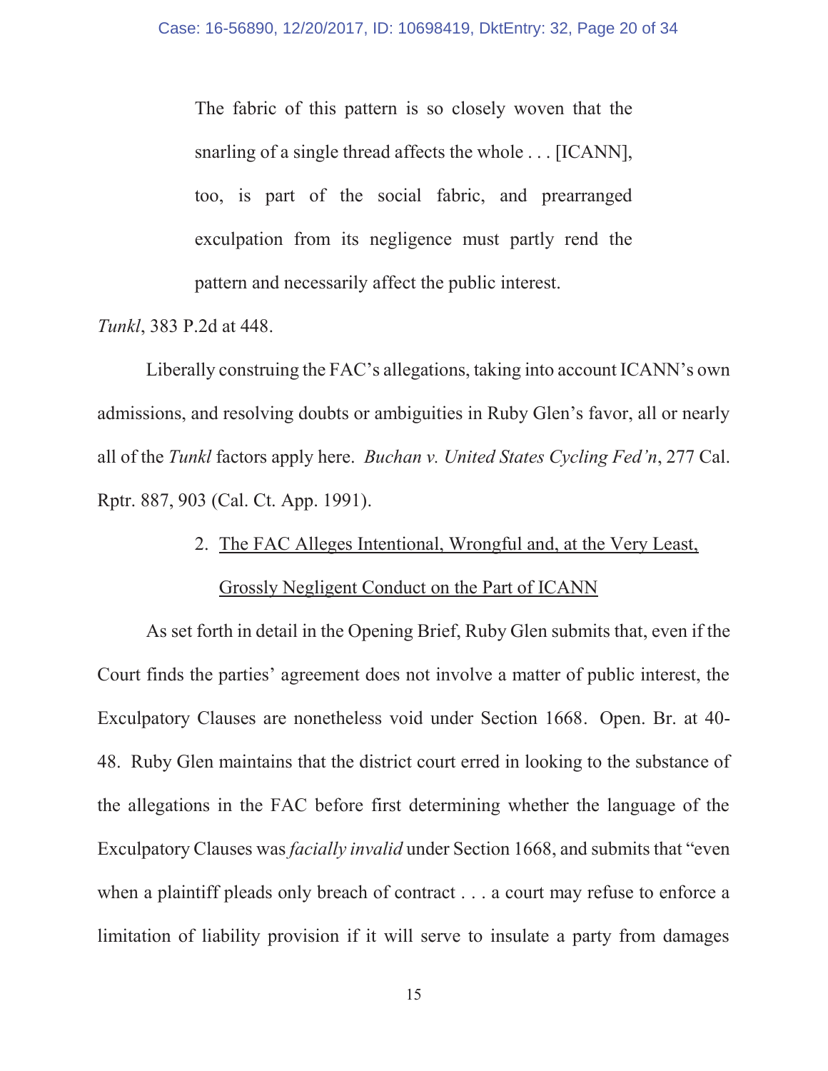> The fabric of this pattern is so closely woven that the snarling of a single thread affects the whole . . . [ICANN], too, is part of the social fabric, and prearranged exculpation from its negligence must partly rend the pattern and necessarily affect the public interest.

*Tunkl*, 383 P.2d at 448.

Liberally construing the FAC's allegations, taking into account ICANN's own admissions, and resolving doubts or ambiguities in Ruby Glen's favor, all or nearly all of the *Tunkl* factors apply here. *Buchan v. United States Cycling Fed'n*, 277 Cal. Rptr. 887, 903 (Cal. Ct. App. 1991).

2. <u>The FAC Alleges Intentional, Wrongful and, at the Very Least, Grossly Negligent Conduct on the Part of ICANN</u>

As set forth in detail in the Opening Brief, Ruby Glen submits that, even if the Court finds the parties' agreement does not involve a matter of public interest, the Exculpatory Clauses are nonetheless void under Section 1668. Open. Br. at 40-48. Ruby Glen maintains that the district court erred in looking to the substance of the allegations in the FAC before first determining whether the language of the Exculpatory Clauses was *facially invalid* under Section 1668, and submits that "even when a plaintiff pleads only breach of contract . . . a court may refuse to enforce a limitation of liability provision if it will serve to insulate a party from damages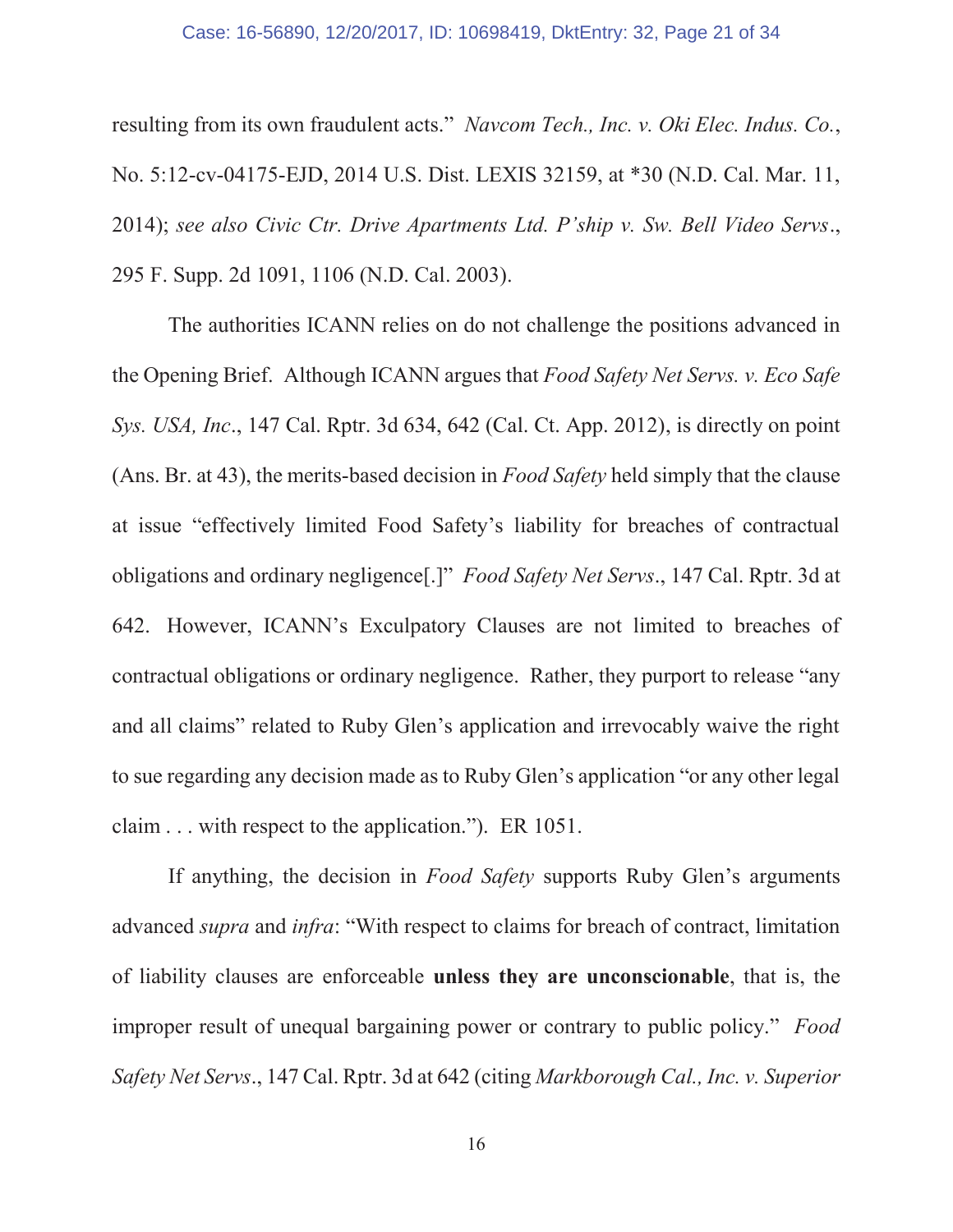resulting from its own fraudulent acts." *Navcom Tech., Inc. v. Oki Elec. Indus. Co.*, No. 5:12-cv-04175-EJD, 2014 U.S. Dist. LEXIS 32159, at *30 (N.D. Cal. Mar. 11, 2014); *see also Civic Ctr. Drive Apartments Ltd. P'ship v. Sw. Bell Video Servs*., 295 F. Supp. 2d 1091, 1106 (N.D. Cal. 2003).

The authorities ICANN relies on do not challenge the positions advanced in the Opening Brief. Although ICANN argues that *Food Safety Net Servs. v. Eco Safe Sys. USA, Inc*., 147 Cal. Rptr. 3d 634, 642 (Cal. Ct. App. 2012), is directly on point (Ans. Br. at 43), the merits-based decision in *Food Safety* held simply that the clause at issue "effectively limited Food Safety's liability for breaches of contractual obligations and ordinary negligence[.]" *Food Safety Net Servs*., 147 Cal. Rptr. 3d at 642. However, ICANN's Exculpatory Clauses are not limited to breaches of contractual obligations or ordinary negligence. Rather, they purport to release "any and all claims" related to Ruby Glen's application and irrevocably waive the right to sue regarding any decision made as to Ruby Glen's application "or any other legal claim . . . with respect to the application."). ER 1051.

If anything, the decision in *Food Safety* supports Ruby Glen's arguments advanced *supra* and *infra*: "With respect to claims for breach of contract, limitation of liability clauses are enforceable **unless they are unconscionable**, that is, the improper result of unequal bargaining power or contrary to public policy." *Food Safety Net Servs*., 147 Cal. Rptr. 3d at 642 (citing *Markborough Cal., Inc. v. Superior*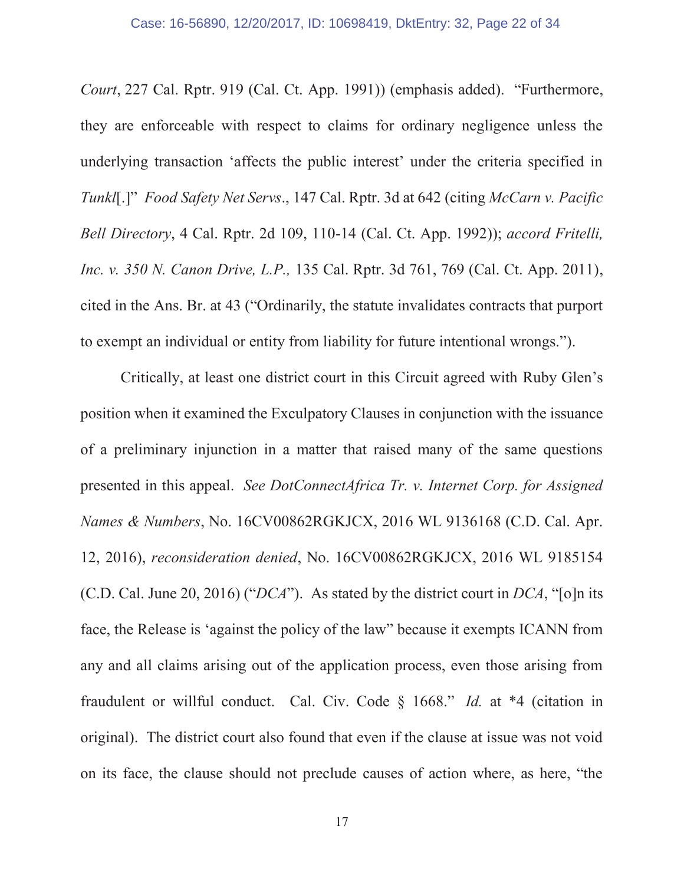*Court*, 227 Cal. Rptr. 919 (Cal. Ct. App. 1991)) (emphasis added). "Furthermore, they are enforceable with respect to claims for ordinary negligence unless the underlying transaction 'affects the public interest' under the criteria specified in *Tunkl*[.]" *Food Safety Net Servs*., 147 Cal. Rptr. 3d at 642 (citing *McCarn v. Pacific Bell Directory*, 4 Cal. Rptr. 2d 109, 110-14 (Cal. Ct. App. 1992)); *accord Fritelli, Inc. v. 350 N. Canon Drive, L.P.,* 135 Cal. Rptr. 3d 761, 769 (Cal. Ct. App. 2011), cited in the Ans. Br. at 43 ("Ordinarily, the statute invalidates contracts that purport to exempt an individual or entity from liability for future intentional wrongs.").

Critically, at least one district court in this Circuit agreed with Ruby Glen's position when it examined the Exculpatory Clauses in conjunction with the issuance of a preliminary injunction in a matter that raised many of the same questions presented in this appeal. *See DotConnectAfrica Tr. v. Internet Corp. for Assigned Names & Numbers*, No. 16CV00862RGKJCX, 2016 WL 9136168 (C.D. Cal. Apr. 12, 2016), *reconsideration denied*, No. 16CV00862RGKJCX, 2016 WL 9185154 (C.D. Cal. June 20, 2016) ("*DCA*"). As stated by the district court in *DCA*, "[o]n its face, the Release is 'against the policy of the law" because it exempts ICANN from any and all claims arising out of the application process, even those arising from fraudulent or willful conduct. Cal. Civ. Code § 1668." *Id.* at *4 (citation in original). The district court also found that even if the clause at issue was not void on its face, the clause should not preclude causes of action where, as here, "the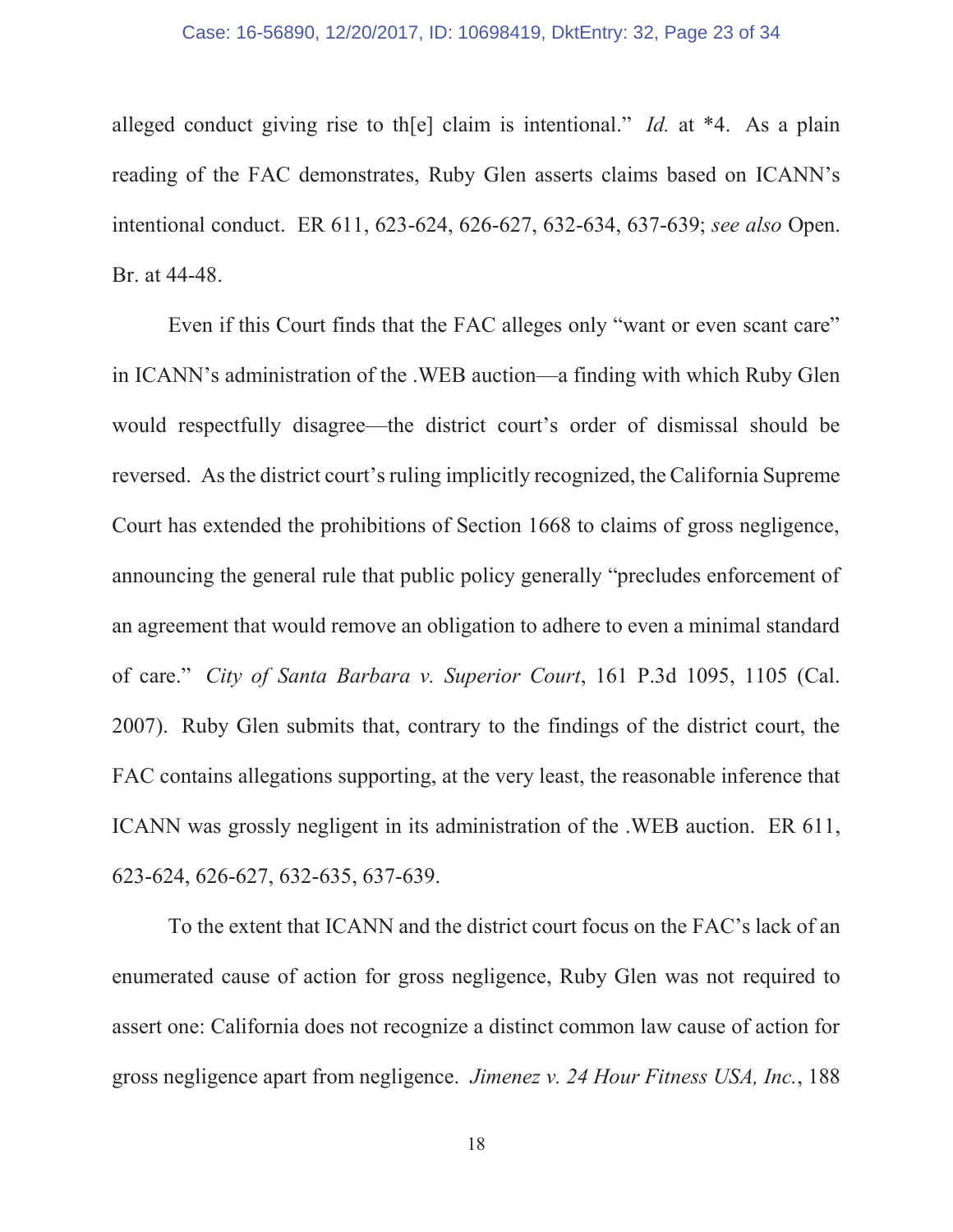alleged conduct giving rise to th[e] claim is intentional." *Id.* at *4. As a plain reading of the FAC demonstrates, Ruby Glen asserts claims based on ICANN's intentional conduct. ER 611, 623-624, 626-627, 632-634, 637-639; *see also* Open. Br. at 44-48.

Even if this Court finds that the FAC alleges only "want or even scant care" in ICANN's administration of the .WEB auction—a finding with which Ruby Glen would respectfully disagree—the district court's order of dismissal should be reversed. As the district court's ruling implicitly recognized, the California Supreme Court has extended the prohibitions of Section 1668 to claims of gross negligence, announcing the general rule that public policy generally "precludes enforcement of an agreement that would remove an obligation to adhere to even a minimal standard of care." *City of Santa Barbara v. Superior Court*, 161 P.3d 1095, 1105 (Cal. 2007). Ruby Glen submits that, contrary to the findings of the district court, the FAC contains allegations supporting, at the very least, the reasonable inference that ICANN was grossly negligent in its administration of the .WEB auction. ER 611, 623-624, 626-627, 632-635, 637-639.

To the extent that ICANN and the district court focus on the FAC's lack of an enumerated cause of action for gross negligence, Ruby Glen was not required to assert one: California does not recognize a distinct common law cause of action for gross negligence apart from negligence. *Jimenez v. 24 Hour Fitness USA, Inc.*, 188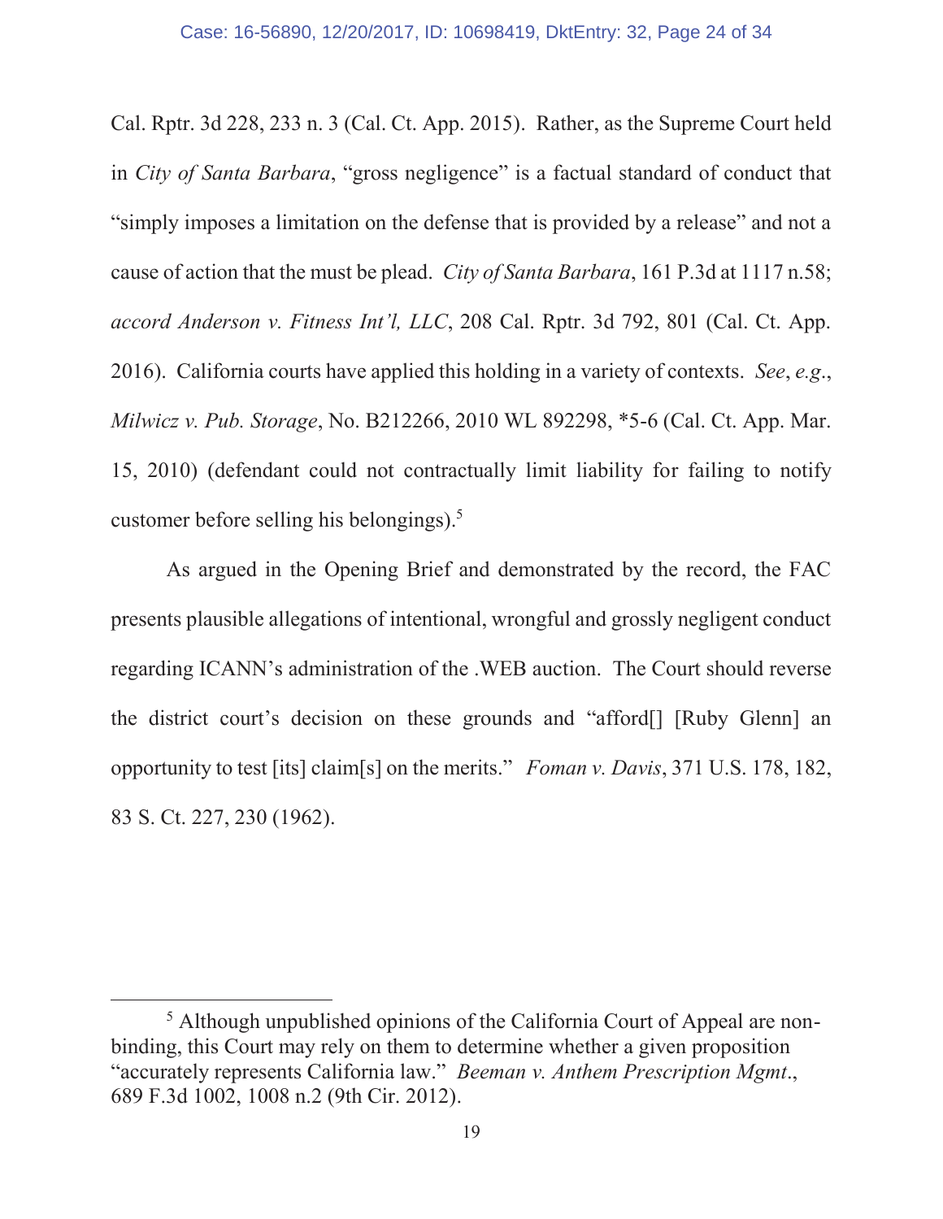Cal. Rptr. 3d 228, 233 n. 3 (Cal. Ct. App. 2015). Rather, as the Supreme Court held in *City of Santa Barbara*, "gross negligence" is a factual standard of conduct that "simply imposes a limitation on the defense that is provided by a release" and not a cause of action that the must be plead. *City of Santa Barbara*, 161 P.3d at 1117 n.58; *accord Anderson v. Fitness Int'l, LLC*, 208 Cal. Rptr. 3d 792, 801 (Cal. Ct. App. 2016). California courts have applied this holding in a variety of contexts. *See*, *e.g.*, *Milwicz v. Pub. Storage*, No. B212266, 2010 WL 892298, *5-6 (Cal. Ct. App. Mar. 15, 2010) (defendant could not contractually limit liability for failing to notify customer before selling his belongings).[5]

As argued in the Opening Brief and demonstrated by the record, the FAC presents plausible allegations of intentional, wrongful and grossly negligent conduct regarding ICANN's administration of the .WEB auction. The Court should reverse the district court's decision on these grounds and "afford[] [Ruby Glenn] an opportunity to test [its] claim[s] on the merits." *Foman v. Davis*, 371 U.S. 178, 182, 83 S. Ct. 227, 230 (1962).

---

[5] Although unpublished opinions of the California Court of Appeal are non-binding, this Court may rely on them to determine whether a given proposition "accurately represents California law." *Beeman v. Anthem Prescription Mgmt.*, 689 F.3d 1002, 1008 n.2 (9th Cir. 2012).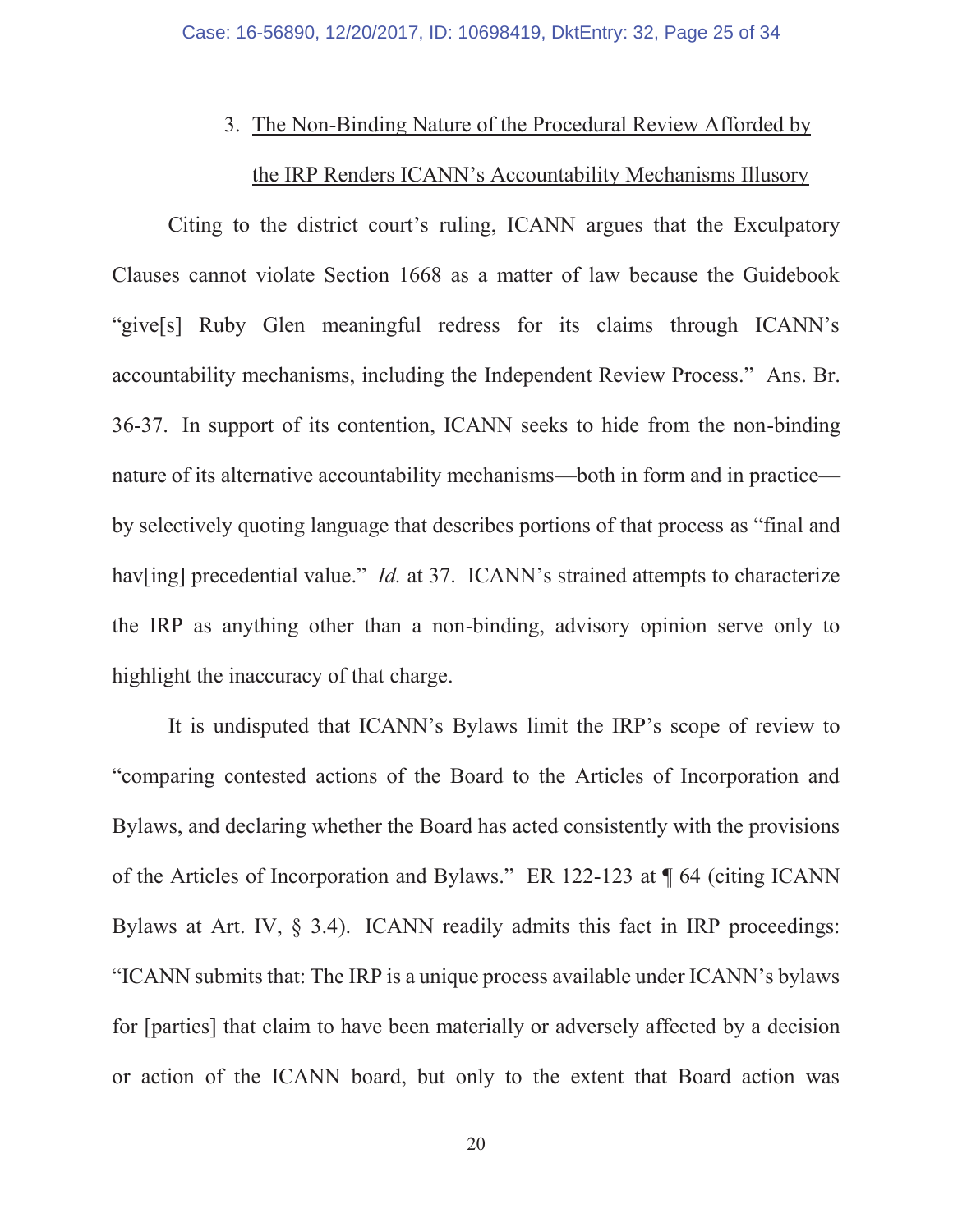### 3. The Non-Binding Nature of the Procedural Review Afforded by the IRP Renders ICANN's Accountability Mechanisms Illusory

Citing to the district court's ruling, ICANN argues that the Exculpatory Clauses cannot violate Section 1668 as a matter of law because the Guidebook "give[s] Ruby Glen meaningful redress for its claims through ICANN's accountability mechanisms, including the Independent Review Process." Ans. Br. 36-37. In support of its contention, ICANN seeks to hide from the non-binding nature of its alternative accountability mechanisms—both in form and in practice—by selectively quoting language that describes portions of that process as "final and hav[ing] precedential value." *Id.* at 37. ICANN's strained attempts to characterize the IRP as anything other than a non-binding, advisory opinion serve only to highlight the inaccuracy of that charge.

It is undisputed that ICANN's Bylaws limit the IRP's scope of review to "comparing contested actions of the Board to the Articles of Incorporation and Bylaws, and declaring whether the Board has acted consistently with the provisions of the Articles of Incorporation and Bylaws." ER 122-123 at ¶ 64 (citing ICANN Bylaws at Art. IV, § 3.4). ICANN readily admits this fact in IRP proceedings: "ICANN submits that: The IRP is a unique process available under ICANN's bylaws for [parties] that claim to have been materially or adversely affected by a decision or action of the ICANN board, but only to the extent that Board action was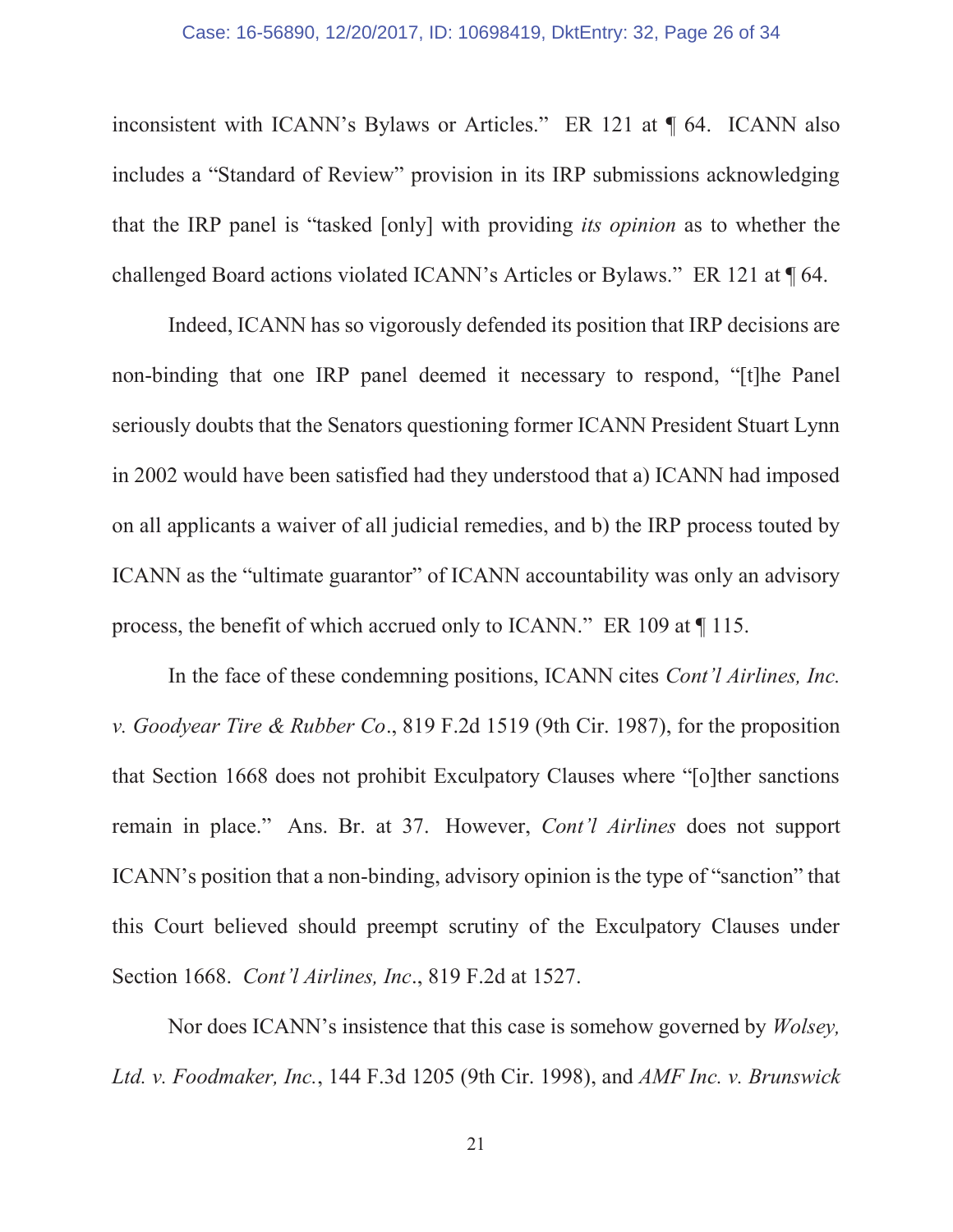inconsistent with ICANN's Bylaws or Articles." ER 121 at ¶ 64. ICANN also includes a "Standard of Review" provision in its IRP submissions acknowledging that the IRP panel is "tasked [only] with providing *its opinion* as to whether the challenged Board actions violated ICANN's Articles or Bylaws." ER 121 at ¶ 64.

Indeed, ICANN has so vigorously defended its position that IRP decisions are non-binding that one IRP panel deemed it necessary to respond, "[t]he Panel seriously doubts that the Senators questioning former ICANN President Stuart Lynn in 2002 would have been satisfied had they understood that a) ICANN had imposed on all applicants a waiver of all judicial remedies, and b) the IRP process touted by ICANN as the "ultimate guarantor" of ICANN accountability was only an advisory process, the benefit of which accrued only to ICANN." ER 109 at ¶ 115.

In the face of these condemning positions, ICANN cites *Cont'l Airlines, Inc. v. Goodyear Tire & Rubber Co*., 819 F.2d 1519 (9th Cir. 1987), for the proposition that Section 1668 does not prohibit Exculpatory Clauses where "[o]ther sanctions remain in place." Ans. Br. at 37. However, *Cont'l Airlines* does not support ICANN's position that a non-binding, advisory opinion is the type of "sanction" that this Court believed should preempt scrutiny of the Exculpatory Clauses under Section 1668. *Cont'l Airlines, Inc*., 819 F.2d at 1527.

Nor does ICANN's insistence that this case is somehow governed by *Wolsey, Ltd. v. Foodmaker, Inc.*, 144 F.3d 1205 (9th Cir. 1998), and *AMF Inc. v. Brunswick*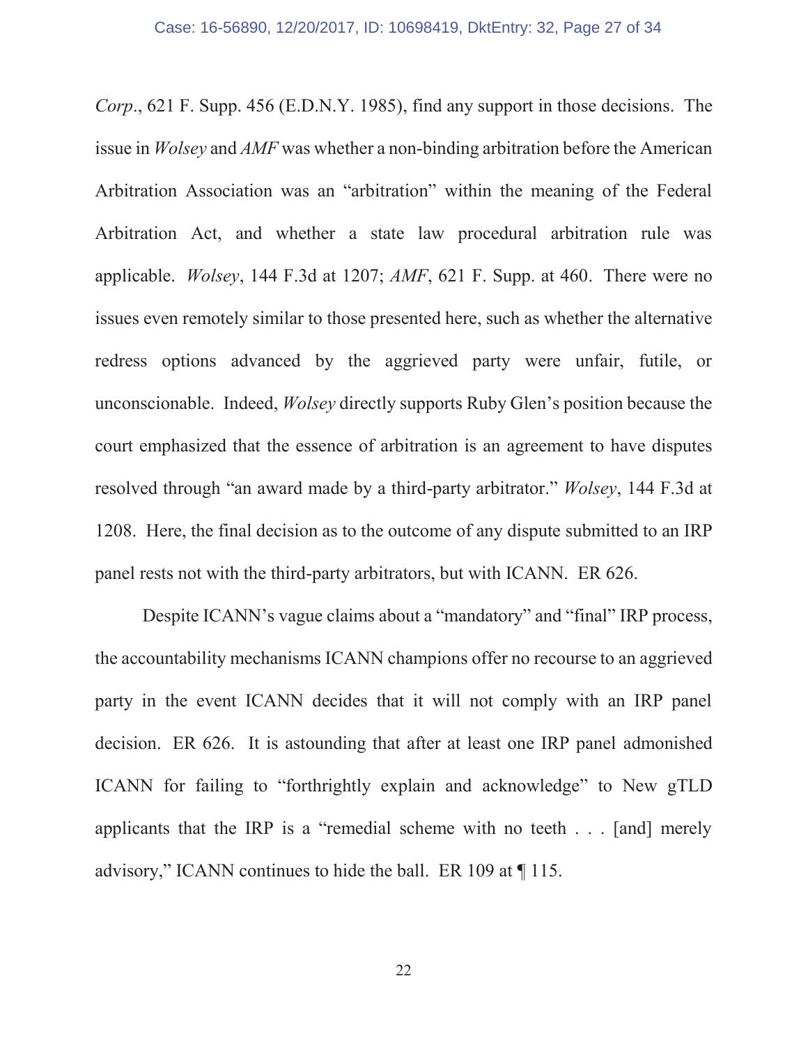*Corp*., 621 F. Supp. 456 (E.D.N.Y. 1985), find any support in those decisions. The issue in *Wolsey* and *AMF* was whether a non-binding arbitration before the American Arbitration Association was an "arbitration" within the meaning of the Federal Arbitration Act, and whether a state law procedural arbitration rule was applicable. *Wolsey*, 144 F.3d at 1207; *AMF*, 621 F. Supp. at 460. There were no issues even remotely similar to those presented here, such as whether the alternative redress options advanced by the aggrieved party were unfair, futile, or unconscionable. Indeed, *Wolsey* directly supports Ruby Glen's position because the court emphasized that the essence of arbitration is an agreement to have disputes resolved through "an award made by a third-party arbitrator." *Wolsey*, 144 F.3d at 1208. Here, the final decision as to the outcome of any dispute submitted to an IRP panel rests not with the third-party arbitrators, but with ICANN. ER 626.

Despite ICANN's vague claims about a "mandatory" and "final" IRP process, the accountability mechanisms ICANN champions offer no recourse to an aggrieved party in the event ICANN decides that it will not comply with an IRP panel decision. ER 626. It is astounding that after at least one IRP panel admonished ICANN for failing to "forthrightly explain and acknowledge" to New gTLD applicants that the IRP is a "remedial scheme with no teeth . . . [and] merely advisory," ICANN continues to hide the ball. ER 109 at ¶ 115.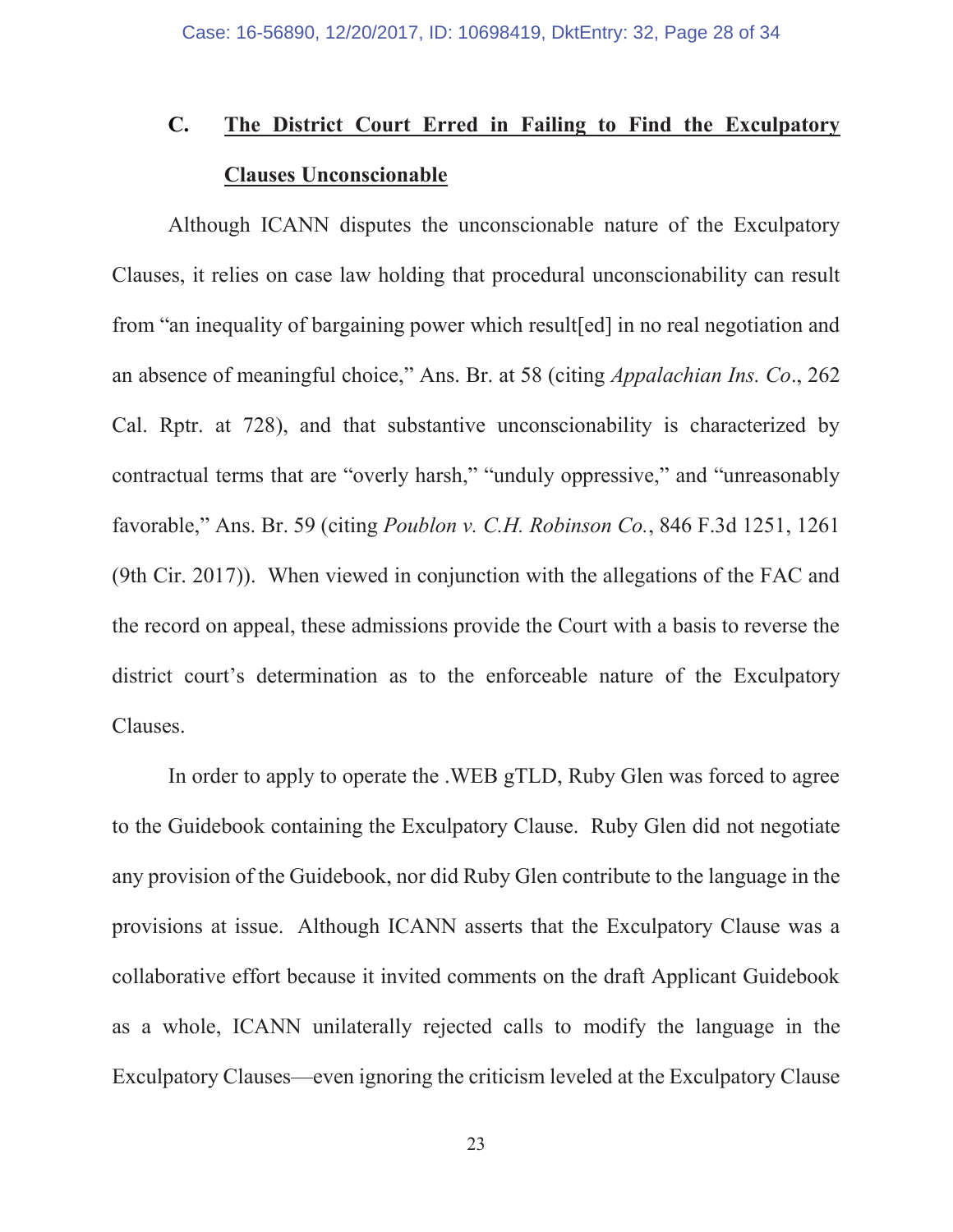### C. <u>The District Court Erred in Failing to Find the Exculpatory Clauses Unconscionable</u>

Although ICANN disputes the unconscionable nature of the Exculpatory Clauses, it relies on case law holding that procedural unconscionability can result from "an inequality of bargaining power which result[ed] in no real negotiation and an absence of meaningful choice," Ans. Br. at 58 (citing *Appalachian Ins. Co*., 262 Cal. Rptr. at 728), and that substantive unconscionability is characterized by contractual terms that are "overly harsh," "unduly oppressive," and "unreasonably favorable," Ans. Br. 59 (citing *Poublon v. C.H. Robinson Co.*, 846 F.3d 1251, 1261 (9th Cir. 2017)). When viewed in conjunction with the allegations of the FAC and the record on appeal, these admissions provide the Court with a basis to reverse the district court's determination as to the enforceable nature of the Exculpatory Clauses.

In order to apply to operate the .WEB gTLD, Ruby Glen was forced to agree to the Guidebook containing the Exculpatory Clause. Ruby Glen did not negotiate any provision of the Guidebook, nor did Ruby Glen contribute to the language in the provisions at issue. Although ICANN asserts that the Exculpatory Clause was a collaborative effort because it invited comments on the draft Applicant Guidebook as a whole, ICANN unilaterally rejected calls to modify the language in the Exculpatory Clauses—even ignoring the criticism leveled at the Exculpatory Clause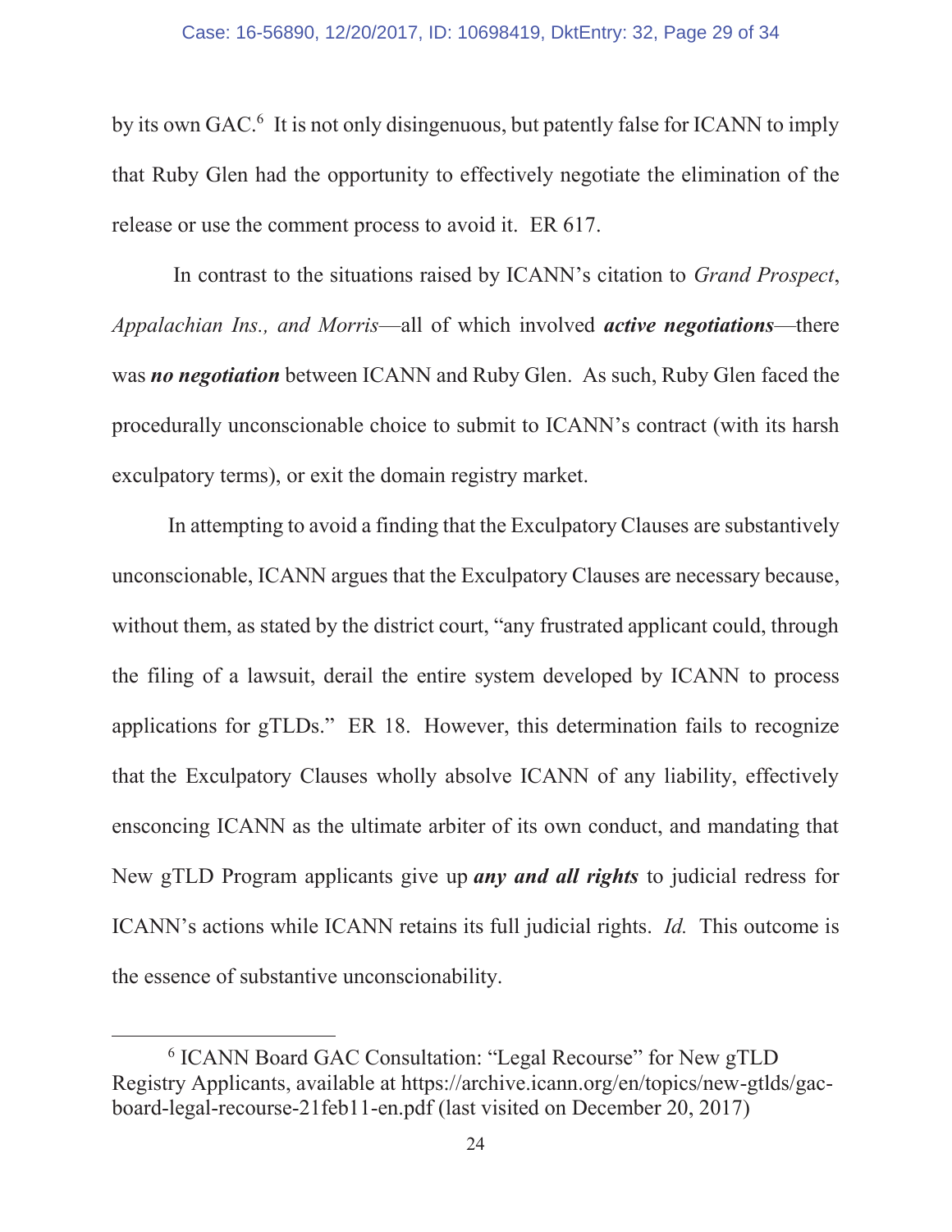by its own GAC.[6] It is not only disingenuous, but patently false for ICANN to imply that Ruby Glen had the opportunity to effectively negotiate the elimination of the release or use the comment process to avoid it. ER 617.

In contrast to the situations raised by ICANN's citation to *Grand Prospect*, *Appalachian Ins., and Morris*—all of which involved ***active negotiations***—there was ***no negotiation*** between ICANN and Ruby Glen. As such, Ruby Glen faced the procedurally unconscionable choice to submit to ICANN's contract (with its harsh exculpatory terms), or exit the domain registry market.

In attempting to avoid a finding that the Exculpatory Clauses are substantively unconscionable, ICANN argues that the Exculpatory Clauses are necessary because, without them, as stated by the district court, "any frustrated applicant could, through the filing of a lawsuit, derail the entire system developed by ICANN to process applications for gTLDs." ER 18. However, this determination fails to recognize that the Exculpatory Clauses wholly absolve ICANN of any liability, effectively ensconcing ICANN as the ultimate arbiter of its own conduct, and mandating that New gTLD Program applicants give up ***any and all rights*** to judicial redress for ICANN's actions while ICANN retains its full judicial rights. *Id.* This outcome is the essence of substantive unconscionability.

---

[6] ICANN Board GAC Consultation: "Legal Recourse" for New gTLD Registry Applicants, available at https://archive.icann.org/en/topics/new-gtlds/gac-board-legal-recourse-21feb11-en.pdf (last visited on December 20, 2017)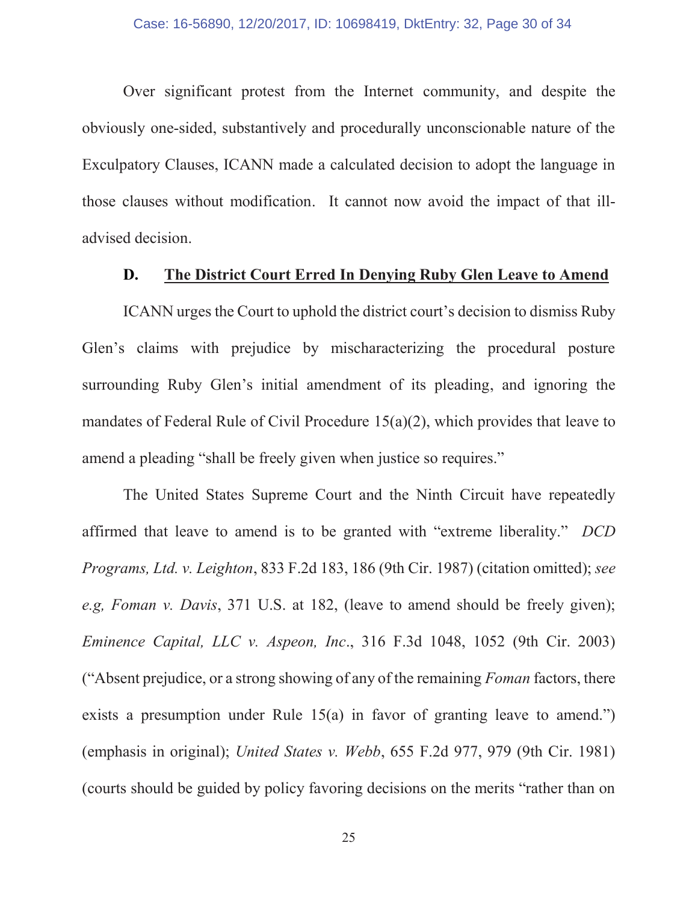Over significant protest from the Internet community, and despite the obviously one-sided, substantively and procedurally unconscionable nature of the Exculpatory Clauses, ICANN made a calculated decision to adopt the language in those clauses without modification. It cannot now avoid the impact of that ill-advised decision.

### D. <u>The District Court Erred In Denying Ruby Glen Leave to Amend</u>

ICANN urges the Court to uphold the district court's decision to dismiss Ruby Glen's claims with prejudice by mischaracterizing the procedural posture surrounding Ruby Glen's initial amendment of its pleading, and ignoring the mandates of Federal Rule of Civil Procedure 15(a)(2), which provides that leave to amend a pleading "shall be freely given when justice so requires."

The United States Supreme Court and the Ninth Circuit have repeatedly affirmed that leave to amend is to be granted with "extreme liberality." *DCD Programs, Ltd. v. Leighton*, 833 F.2d 183, 186 (9th Cir. 1987) (citation omitted); *see e.g, Foman v. Davis*, 371 U.S. at 182, (leave to amend should be freely given); *Eminence Capital, LLC v. Aspeon, Inc*., 316 F.3d 1048, 1052 (9th Cir. 2003) ("Absent prejudice, or a strong showing of any of the remaining *Foman* factors, there exists a presumption under Rule 15(a) in favor of granting leave to amend.") (emphasis in original); *United States v. Webb*, 655 F.2d 977, 979 (9th Cir. 1981) (courts should be guided by policy favoring decisions on the merits "rather than on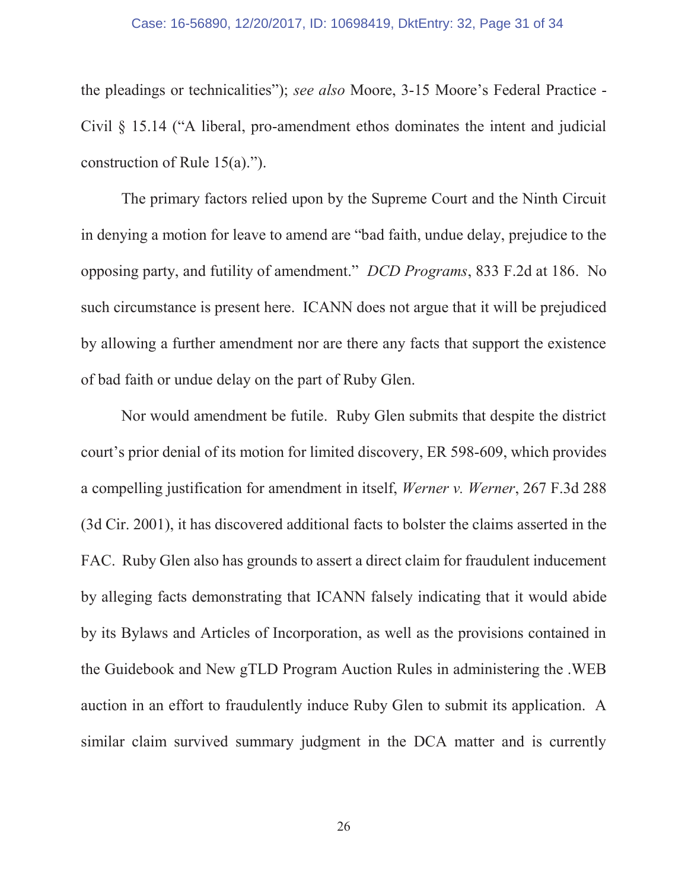the pleadings or technicalities"); *see also* Moore, 3-15 Moore's Federal Practice - Civil § 15.14 ("A liberal, pro-amendment ethos dominates the intent and judicial construction of Rule 15(a).").

The primary factors relied upon by the Supreme Court and the Ninth Circuit in denying a motion for leave to amend are "bad faith, undue delay, prejudice to the opposing party, and futility of amendment." *DCD Programs*, 833 F.2d at 186. No such circumstance is present here. ICANN does not argue that it will be prejudiced by allowing a further amendment nor are there any facts that support the existence of bad faith or undue delay on the part of Ruby Glen.

Nor would amendment be futile. Ruby Glen submits that despite the district court's prior denial of its motion for limited discovery, ER 598-609, which provides a compelling justification for amendment in itself, *Werner v. Werner*, 267 F.3d 288 (3d Cir. 2001), it has discovered additional facts to bolster the claims asserted in the FAC. Ruby Glen also has grounds to assert a direct claim for fraudulent inducement by alleging facts demonstrating that ICANN falsely indicating that it would abide by its Bylaws and Articles of Incorporation, as well as the provisions contained in the Guidebook and New gTLD Program Auction Rules in administering the .WEB auction in an effort to fraudulently induce Ruby Glen to submit its application. A similar claim survived summary judgment in the DCA matter and is currently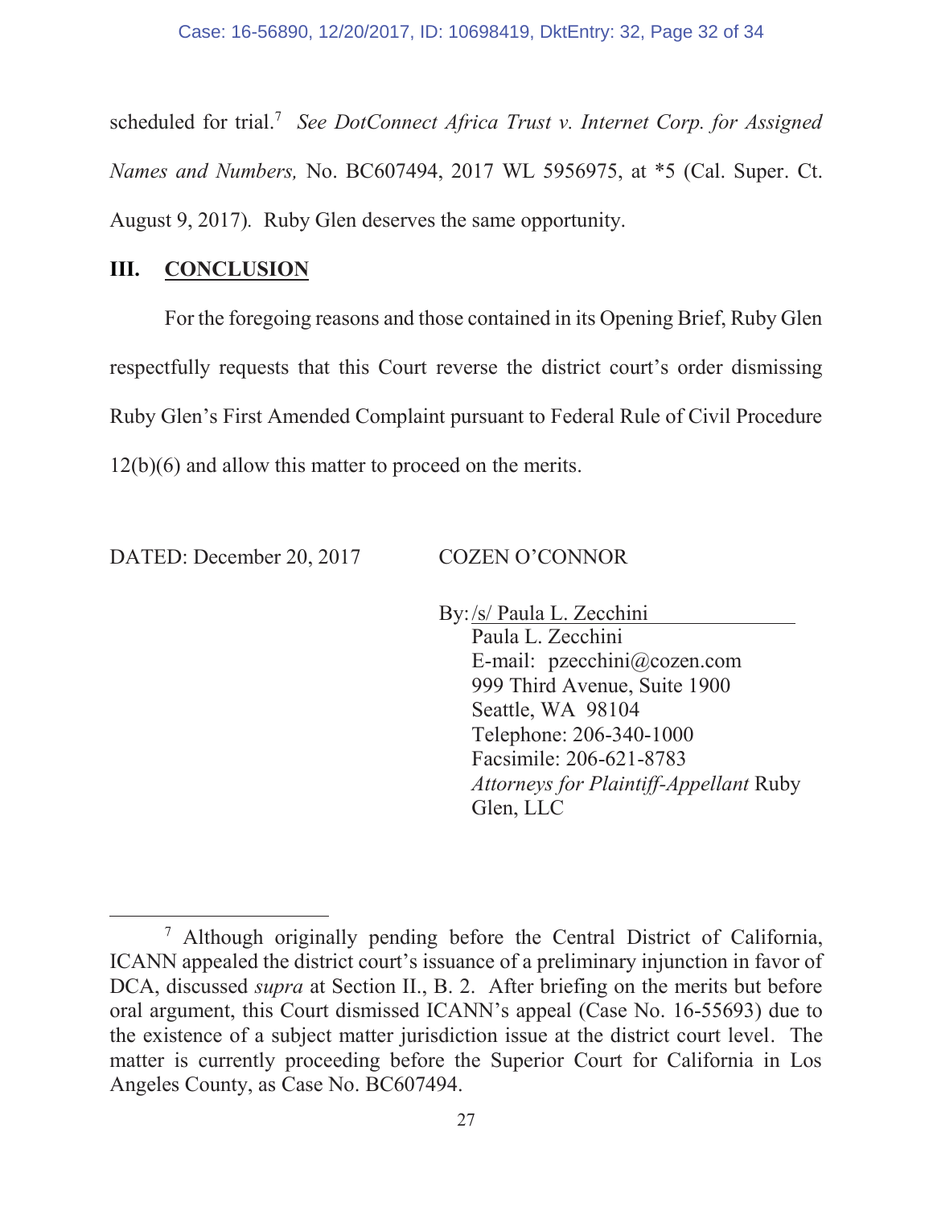scheduled for trial.[7] *See DotConnect Africa Trust v. Internet Corp. for Assigned Names and Numbers,* No. BC607494, 2017 WL 5956975, at *5 (Cal. Super. Ct. August 9, 2017). Ruby Glen deserves the same opportunity.

## III. CONCLUSION

For the foregoing reasons and those contained in its Opening Brief, Ruby Glen respectfully requests that this Court reverse the district court's order dismissing Ruby Glen's First Amended Complaint pursuant to Federal Rule of Civil Procedure 12(b)(6) and allow this matter to proceed on the merits.

DATED: December 20, 2017

COZEN O'CONNOR

By: /s/ Paula L. Zecchini
Paula L. Zecchini
E-mail: pzecchini@cozen.com
999 Third Avenue, Suite 1900
Seattle, WA 98104
Telephone: 206-340-1000
Facsimile: 206-621-8783
*Attorneys for Plaintiff-Appellant* Ruby Glen, LLC

---

[7] Although originally pending before the Central District of California, ICANN appealed the district court's issuance of a preliminary injunction in favor of DCA, discussed *supra* at Section II., B. 2. After briefing on the merits but before oral argument, this Court dismissed ICANN's appeal (Case No. 16-55693) due to the existence of a subject matter jurisdiction issue at the district court level. The matter is currently proceeding before the Superior Court for California in Los Angeles County, as Case No. BC607494.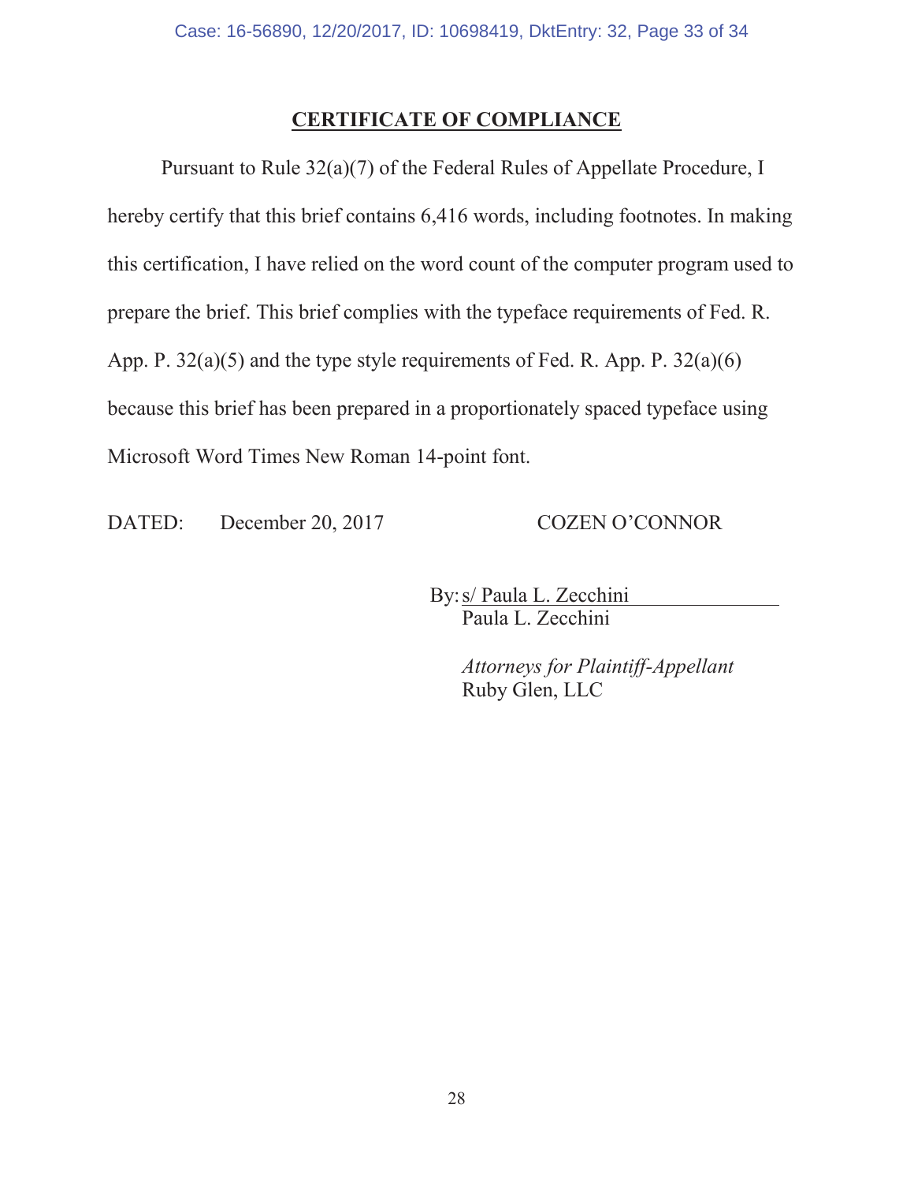# CERTIFICATE OF COMPLIANCE

Pursuant to Rule 32(a)(7) of the Federal Rules of Appellate Procedure, I hereby certify that this brief contains 6,416 words, including footnotes. In making this certification, I have relied on the word count of the computer program used to prepare the brief. This brief complies with the typeface requirements of Fed. R. App. P. 32(a)(5) and the type style requirements of Fed. R. App. P. 32(a)(6) because this brief has been prepared in a proportionately spaced typeface using Microsoft Word Times New Roman 14-point font.

DATED: December 20, 2017

COZEN O'CONNOR

By: s/ Paula L. Zecchini
Paula L. Zecchini

*Attorneys for Plaintiff-Appellant*
Ruby Glen, LLC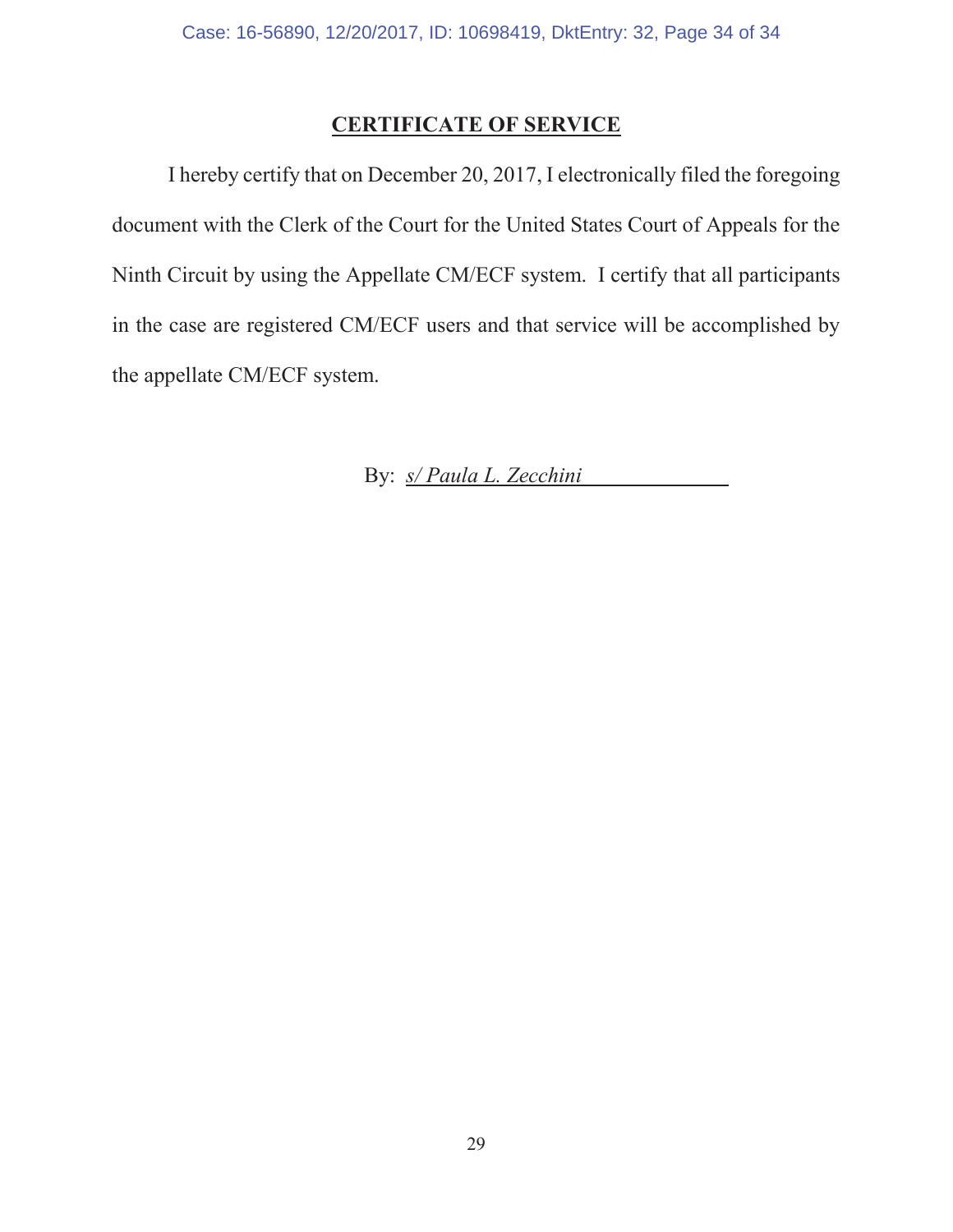## CERTIFICATE OF SERVICE

I hereby certify that on December 20, 2017, I electronically filed the foregoing document with the Clerk of the Court for the United States Court of Appeals for the Ninth Circuit by using the Appellate CM/ECF system. I certify that all participants in the case are registered CM/ECF users and that service will be accomplished by the appellate CM/ECF system.

By: *s/ Paula L. Zecchini*